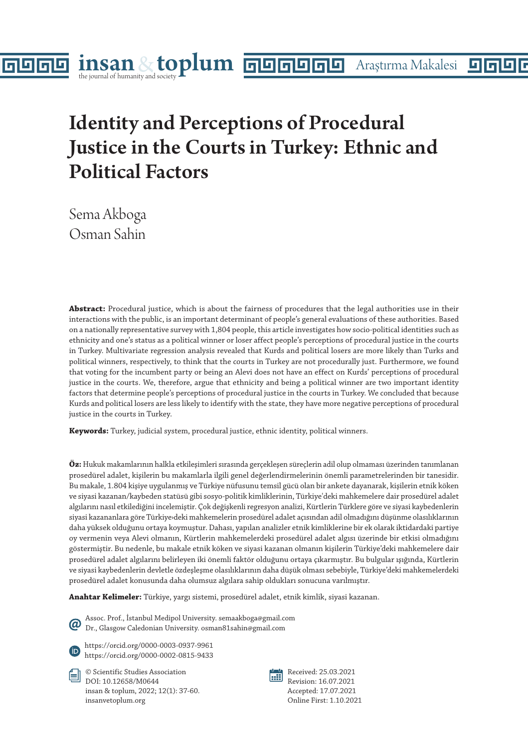# Identity and Perceptions of Procedural Justice in the Courts in Turkey: Ethnic and Political Factors

Sema Akboga
Osman Sahin

**Abstract:** Procedural justice, which is about the fairness of procedures that the legal authorities use in their interactions with the public, is an important determinant of people's general evaluations of these authorities. Based on a nationally representative survey with 1,804 people, this article investigates how socio-political identities such as ethnicity and one's status as a political winner or loser affect people's perceptions of procedural justice in the courts in Turkey. Multivariate regression analysis revealed that Kurds and political losers are more likely than Turks and political winners, respectively, to think that the courts in Turkey are not procedurally just. Furthermore, we found that voting for the incumbent party or being an Alevi does not have an effect on Kurds' perceptions of procedural justice in the courts. We, therefore, argue that ethnicity and being a political winner are two important identity factors that determine people's perceptions of procedural justice in the courts in Turkey. We concluded that because Kurds and political losers are less likely to identify with the state, they have more negative perceptions of procedural justice in the courts in Turkey.

**Keywords:** Turkey, judicial system, procedural justice, ethnic identity, political winners.

**Öz:** Hukuk makamlarının halkla etkileşimleri sırasında gerçekleşen süreçlerin adil olup olmaması üzerinden tanımlanan prosedürel adalet, kişilerin bu makamlarla ilgili genel değerlendirmelerinin önemli parametrelerinden bir tanesidir. Bu makale, 1.804 kişiye uygulanmış ve Türkiye nüfusunu temsil gücü olan bir ankete dayanarak, kişilerin etnik köken ve siyasi kazanan/kaybeden statüsü gibi sosyo-politik kimliklerinin, Türkiye'deki mahkemelere dair prosedürel adalet algılarını nasıl etkilediğini incelemiştir. Çok değişkenli regresyon analizi, Kürtlerin Türklere göre ve siyasi kaybedenlerin siyasi kazananlara göre Türkiye›deki mahkemelerin prosedürel adalet açısından adil olmadığını düşünme olasılıklarının daha yüksek olduğunu ortaya koymuştur. Dahası, yapılan analizler etnik kimliklerine bir ek olarak iktidardaki partiye oy vermenin veya Alevi olmanın, Kürtlerin mahkemelerdeki prosedürel adalet algısı üzerinde bir etkisi olmadığını göstermiştir. Bu nedenle, bu makale etnik köken ve siyasi kazanan olmanın kişilerin Türkiye'deki mahkemelere dair prosedürel adalet algılarını belirleyen iki önemli faktör olduğunu ortaya çıkarmıştır. Bu bulgular ışığında, Kürtlerin ve siyasi kaybedenlerin devletle özdeşleşme olasılıklarının daha düşük olması sebebiyle, Türkiye'deki mahkemelerdeki prosedürel adalet konusunda daha olumsuz algılara sahip oldukları sonucuna varılmıştır.

**Anahtar Kelimeler:** Türkiye, yargı sistemi, prosedürel adalet, etnik kimlik, siyasi kazanan.

Assoc. Prof., İstanbul Medipol University. semaakboga@gmail.com
Dr., Glasgow Caledonian University. osman81sahin@gmail.com

https://orcid.org/0000-0003-0937-9961
https://orcid.org/0000-0002-0815-9433

© Scientific Studies Association
DOI: 10.12658/M0644
insan & toplum, 2022; 12(1): 37-60.
insanvetoplum.org

Received: 25.03.2021
Revision: 16.07.2021
Accepted: 17.07.2021
Online First: 1.10.2021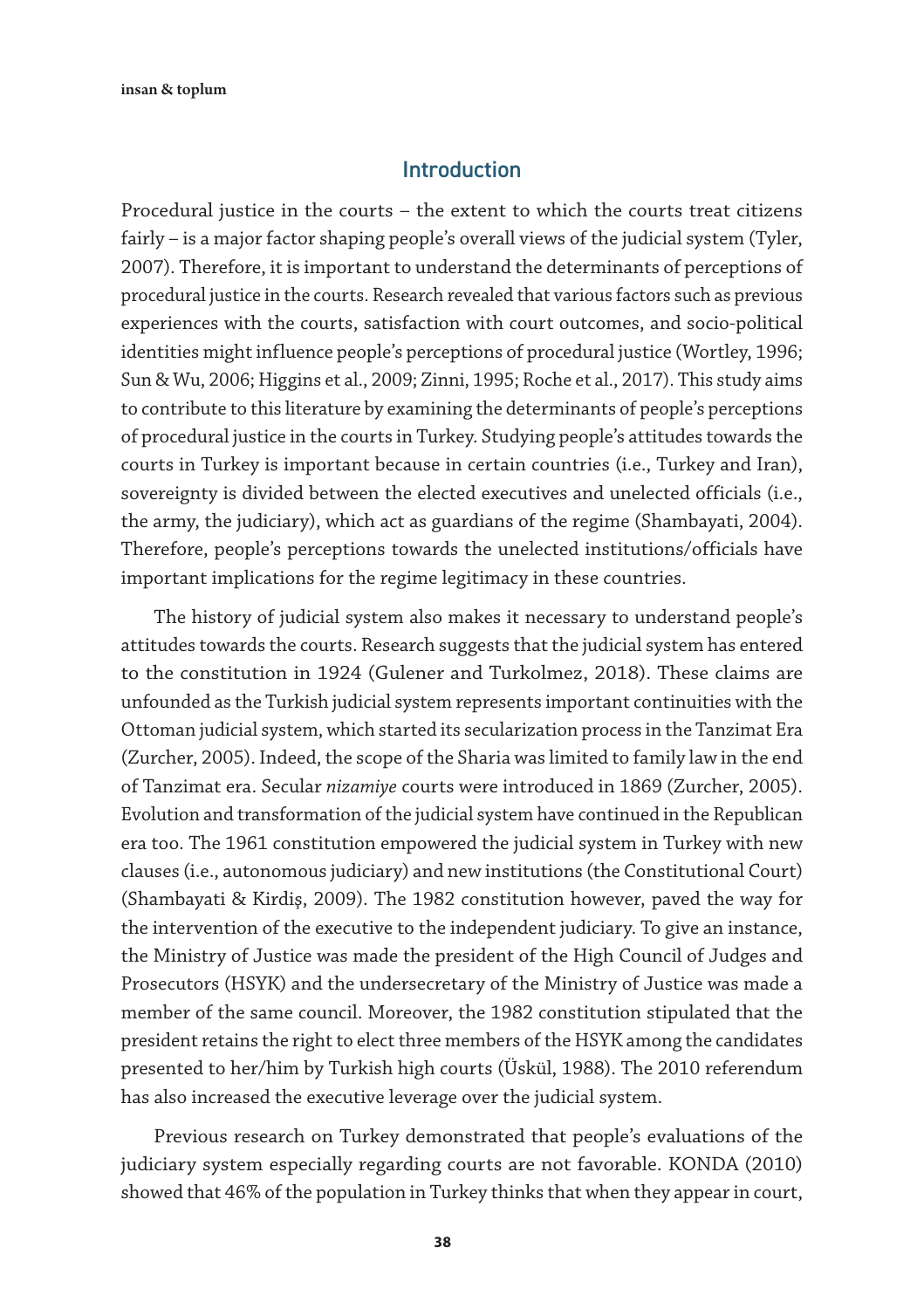## Introduction

Procedural justice in the courts – the extent to which the courts treat citizens fairly – is a major factor shaping people's overall views of the judicial system (Tyler, 2007). Therefore, it is important to understand the determinants of perceptions of procedural justice in the courts. Research revealed that various factors such as previous experiences with the courts, satisfaction with court outcomes, and socio-political identities might influence people's perceptions of procedural justice (Wortley, 1996; Sun & Wu, 2006; Higgins et al., 2009; Zinni, 1995; Roche et al., 2017). This study aims to contribute to this literature by examining the determinants of people's perceptions of procedural justice in the courts in Turkey. Studying people's attitudes towards the courts in Turkey is important because in certain countries (i.e., Turkey and Iran), sovereignty is divided between the elected executives and unelected officials (i.e., the army, the judiciary), which act as guardians of the regime (Shambayati, 2004). Therefore, people's perceptions towards the unelected institutions/officials have important implications for the regime legitimacy in these countries.

The history of judicial system also makes it necessary to understand people's attitudes towards the courts. Research suggests that the judicial system has entered to the constitution in 1924 (Gulener and Turkolmez, 2018). These claims are unfounded as the Turkish judicial system represents important continuities with the Ottoman judicial system, which started its secularization process in the Tanzimat Era (Zurcher, 2005). Indeed, the scope of the Sharia was limited to family law in the end of Tanzimat era. Secular *nizamiye* courts were introduced in 1869 (Zurcher, 2005). Evolution and transformation of the judicial system have continued in the Republican era too. The 1961 constitution empowered the judicial system in Turkey with new clauses (i.e., autonomous judiciary) and new institutions (the Constitutional Court) (Shambayati & Kirdiş, 2009). The 1982 constitution however, paved the way for the intervention of the executive to the independent judiciary. To give an instance, the Ministry of Justice was made the president of the High Council of Judges and Prosecutors (HSYK) and the undersecretary of the Ministry of Justice was made a member of the same council. Moreover, the 1982 constitution stipulated that the president retains the right to elect three members of the HSYK among the candidates presented to her/him by Turkish high courts (Üskül, 1988). The 2010 referendum has also increased the executive leverage over the judicial system.

Previous research on Turkey demonstrated that people's evaluations of the judiciary system especially regarding courts are not favorable. KONDA (2010) showed that 46% of the population in Turkey thinks that when they appear in court,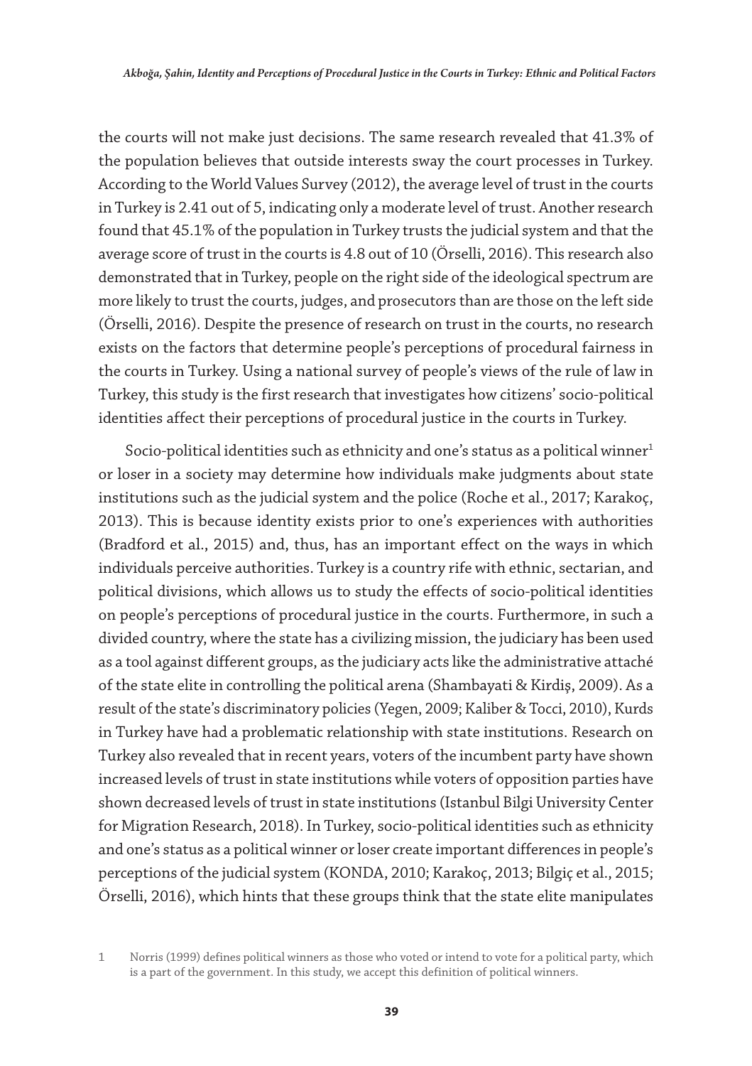the courts will not make just decisions. The same research revealed that 41.3% of the population believes that outside interests sway the court processes in Turkey. According to the World Values Survey (2012), the average level of trust in the courts in Turkey is 2.41 out of 5, indicating only a moderate level of trust. Another research found that 45.1% of the population in Turkey trusts the judicial system and that the average score of trust in the courts is 4.8 out of 10 (Örselli, 2016). This research also demonstrated that in Turkey, people on the right side of the ideological spectrum are more likely to trust the courts, judges, and prosecutors than are those on the left side (Örselli, 2016). Despite the presence of research on trust in the courts, no research exists on the factors that determine people's perceptions of procedural fairness in the courts in Turkey. Using a national survey of people's views of the rule of law in Turkey, this study is the first research that investigates how citizens' socio-political identities affect their perceptions of procedural justice in the courts in Turkey.

Socio-political identities such as ethnicity and one's status as a political winner[1] or loser in a society may determine how individuals make judgments about state institutions such as the judicial system and the police (Roche et al., 2017; Karakoç, 2013). This is because identity exists prior to one's experiences with authorities (Bradford et al., 2015) and, thus, has an important effect on the ways in which individuals perceive authorities. Turkey is a country rife with ethnic, sectarian, and political divisions, which allows us to study the effects of socio-political identities on people's perceptions of procedural justice in the courts. Furthermore, in such a divided country, where the state has a civilizing mission, the judiciary has been used as a tool against different groups, as the judiciary acts like the administrative attaché of the state elite in controlling the political arena (Shambayati & Kirdiş, 2009). As a result of the state's discriminatory policies (Yegen, 2009; Kaliber & Tocci, 2010), Kurds in Turkey have had a problematic relationship with state institutions. Research on Turkey also revealed that in recent years, voters of the incumbent party have shown increased levels of trust in state institutions while voters of opposition parties have shown decreased levels of trust in state institutions (Istanbul Bilgi University Center for Migration Research, 2018). In Turkey, socio-political identities such as ethnicity and one's status as a political winner or loser create important differences in people's perceptions of the judicial system (KONDA, 2010; Karakoç, 2013; Bilgiç et al., 2015; Örselli, 2016), which hints that these groups think that the state elite manipulates

1 Norris (1999) defines political winners as those who voted or intend to vote for a political party, which is a part of the government. In this study, we accept this definition of political winners.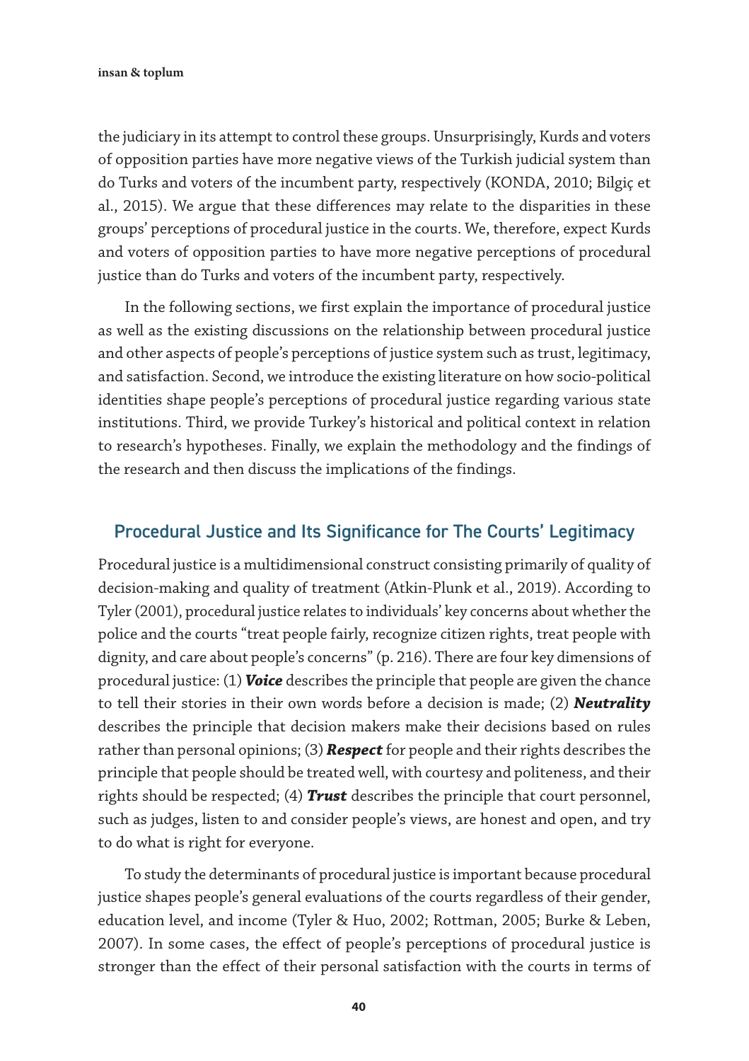the judiciary in its attempt to control these groups. Unsurprisingly, Kurds and voters of opposition parties have more negative views of the Turkish judicial system than do Turks and voters of the incumbent party, respectively (KONDA, 2010; Bilgiç et al., 2015). We argue that these differences may relate to the disparities in these groups' perceptions of procedural justice in the courts. We, therefore, expect Kurds and voters of opposition parties to have more negative perceptions of procedural justice than do Turks and voters of the incumbent party, respectively.

In the following sections, we first explain the importance of procedural justice as well as the existing discussions on the relationship between procedural justice and other aspects of people's perceptions of justice system such as trust, legitimacy, and satisfaction. Second, we introduce the existing literature on how socio-political identities shape people's perceptions of procedural justice regarding various state institutions. Third, we provide Turkey's historical and political context in relation to research's hypotheses. Finally, we explain the methodology and the findings of the research and then discuss the implications of the findings.

## Procedural Justice and Its Significance for The Courts' Legitimacy

Procedural justice is a multidimensional construct consisting primarily of quality of decision-making and quality of treatment (Atkin-Plunk et al., 2019). According to Tyler (2001), procedural justice relates to individuals' key concerns about whether the police and the courts "treat people fairly, recognize citizen rights, treat people with dignity, and care about people's concerns" (p. 216). There are four key dimensions of procedural justice: (1) ***Voice*** describes the principle that people are given the chance to tell their stories in their own words before a decision is made; (2) ***Neutrality*** describes the principle that decision makers make their decisions based on rules rather than personal opinions; (3) ***Respect*** for people and their rights describes the principle that people should be treated well, with courtesy and politeness, and their rights should be respected; (4) ***Trust*** describes the principle that court personnel, such as judges, listen to and consider people's views, are honest and open, and try to do what is right for everyone.

To study the determinants of procedural justice is important because procedural justice shapes people's general evaluations of the courts regardless of their gender, education level, and income (Tyler & Huo, 2002; Rottman, 2005; Burke & Leben, 2007). In some cases, the effect of people's perceptions of procedural justice is stronger than the effect of their personal satisfaction with the courts in terms of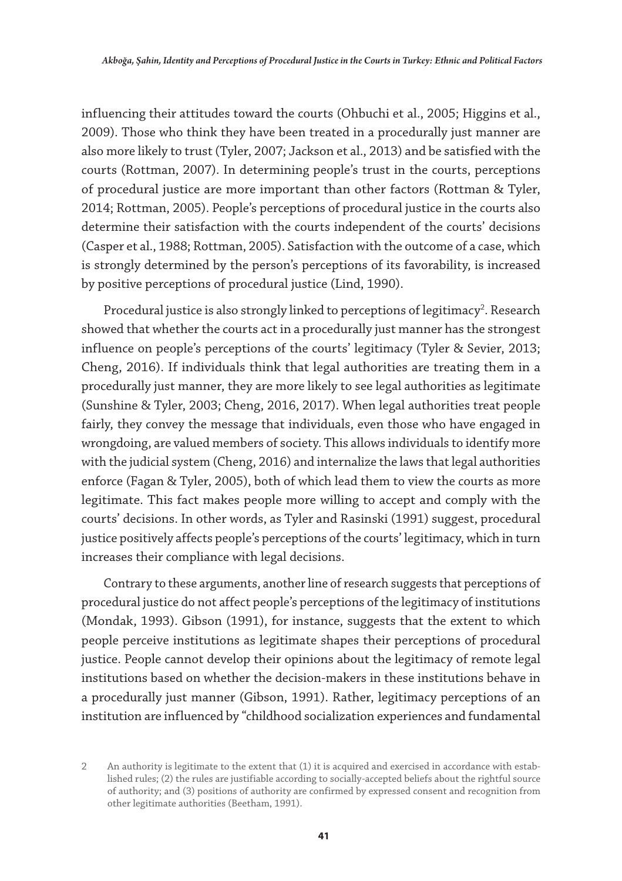influencing their attitudes toward the courts (Ohbuchi et al., 2005; Higgins et al., 2009). Those who think they have been treated in a procedurally just manner are also more likely to trust (Tyler, 2007; Jackson et al., 2013) and be satisfied with the courts (Rottman, 2007). In determining people's trust in the courts, perceptions of procedural justice are more important than other factors (Rottman & Tyler, 2014; Rottman, 2005). People's perceptions of procedural justice in the courts also determine their satisfaction with the courts independent of the courts' decisions (Casper et al., 1988; Rottman, 2005). Satisfaction with the outcome of a case, which is strongly determined by the person's perceptions of its favorability, is increased by positive perceptions of procedural justice (Lind, 1990).

Procedural justice is also strongly linked to perceptions of legitimacy[2]. Research showed that whether the courts act in a procedurally just manner has the strongest influence on people's perceptions of the courts' legitimacy (Tyler & Sevier, 2013; Cheng, 2016). If individuals think that legal authorities are treating them in a procedurally just manner, they are more likely to see legal authorities as legitimate (Sunshine & Tyler, 2003; Cheng, 2016, 2017). When legal authorities treat people fairly, they convey the message that individuals, even those who have engaged in wrongdoing, are valued members of society. This allows individuals to identify more with the judicial system (Cheng, 2016) and internalize the laws that legal authorities enforce (Fagan & Tyler, 2005), both of which lead them to view the courts as more legitimate. This fact makes people more willing to accept and comply with the courts' decisions. In other words, as Tyler and Rasinski (1991) suggest, procedural justice positively affects people's perceptions of the courts' legitimacy, which in turn increases their compliance with legal decisions.

Contrary to these arguments, another line of research suggests that perceptions of procedural justice do not affect people's perceptions of the legitimacy of institutions (Mondak, 1993). Gibson (1991), for instance, suggests that the extent to which people perceive institutions as legitimate shapes their perceptions of procedural justice. People cannot develop their opinions about the legitimacy of remote legal institutions based on whether the decision-makers in these institutions behave in a procedurally just manner (Gibson, 1991). Rather, legitimacy perceptions of an institution are influenced by "childhood socialization experiences and fundamental

2 An authority is legitimate to the extent that (1) it is acquired and exercised in accordance with established rules; (2) the rules are justifiable according to socially-accepted beliefs about the rightful source of authority; and (3) positions of authority are confirmed by expressed consent and recognition from other legitimate authorities (Beetham, 1991).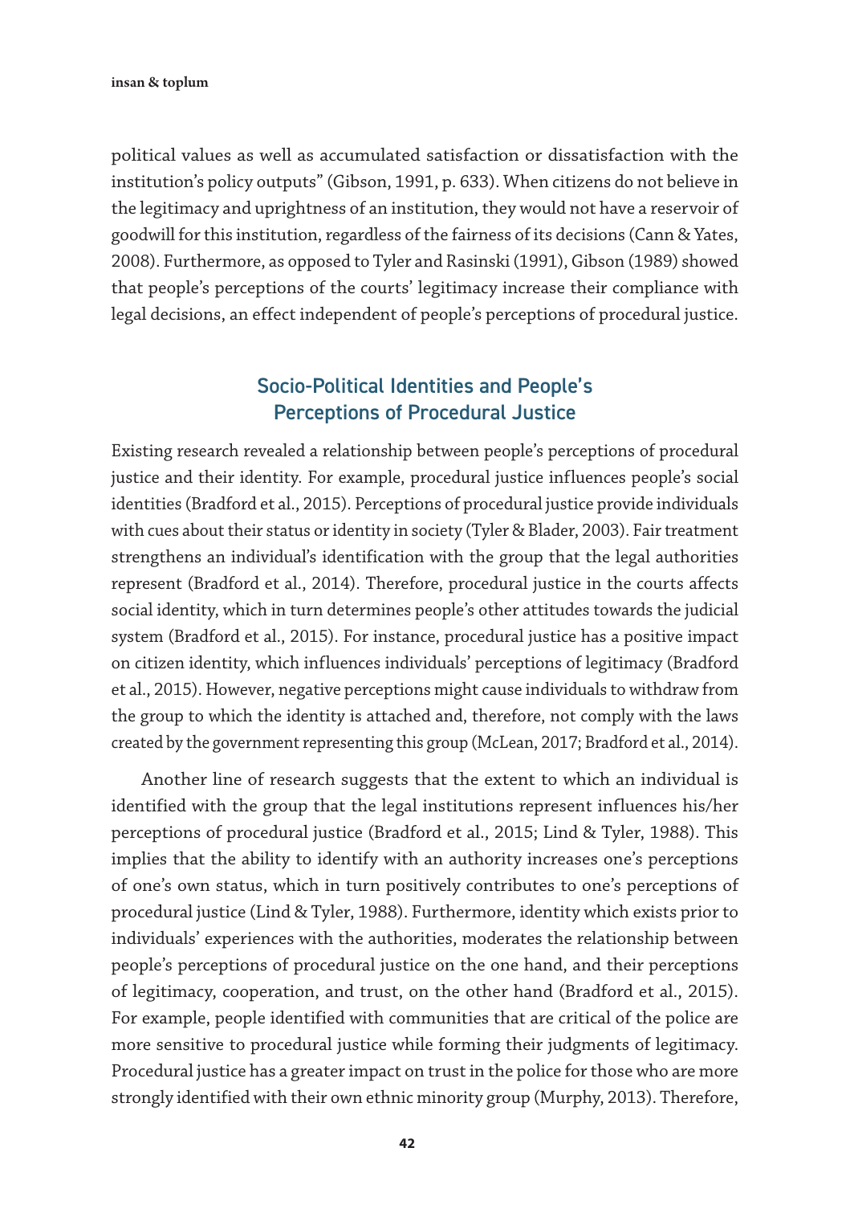political values as well as accumulated satisfaction or dissatisfaction with the institution's policy outputs" (Gibson, 1991, p. 633). When citizens do not believe in the legitimacy and uprightness of an institution, they would not have a reservoir of goodwill for this institution, regardless of the fairness of its decisions (Cann & Yates, 2008). Furthermore, as opposed to Tyler and Rasinski (1991), Gibson (1989) showed that people's perceptions of the courts' legitimacy increase their compliance with legal decisions, an effect independent of people's perceptions of procedural justice.

## Socio-Political Identities and People's Perceptions of Procedural Justice

Existing research revealed a relationship between people's perceptions of procedural justice and their identity. For example, procedural justice influences people's social identities (Bradford et al., 2015). Perceptions of procedural justice provide individuals with cues about their status or identity in society (Tyler & Blader, 2003). Fair treatment strengthens an individual's identification with the group that the legal authorities represent (Bradford et al., 2014). Therefore, procedural justice in the courts affects social identity, which in turn determines people's other attitudes towards the judicial system (Bradford et al., 2015). For instance, procedural justice has a positive impact on citizen identity, which influences individuals' perceptions of legitimacy (Bradford et al., 2015). However, negative perceptions might cause individuals to withdraw from the group to which the identity is attached and, therefore, not comply with the laws created by the government representing this group (McLean, 2017; Bradford et al., 2014).

Another line of research suggests that the extent to which an individual is identified with the group that the legal institutions represent influences his/her perceptions of procedural justice (Bradford et al., 2015; Lind & Tyler, 1988). This implies that the ability to identify with an authority increases one's perceptions of one's own status, which in turn positively contributes to one's perceptions of procedural justice (Lind & Tyler, 1988). Furthermore, identity which exists prior to individuals' experiences with the authorities, moderates the relationship between people's perceptions of procedural justice on the one hand, and their perceptions of legitimacy, cooperation, and trust, on the other hand (Bradford et al., 2015). For example, people identified with communities that are critical of the police are more sensitive to procedural justice while forming their judgments of legitimacy. Procedural justice has a greater impact on trust in the police for those who are more strongly identified with their own ethnic minority group (Murphy, 2013). Therefore,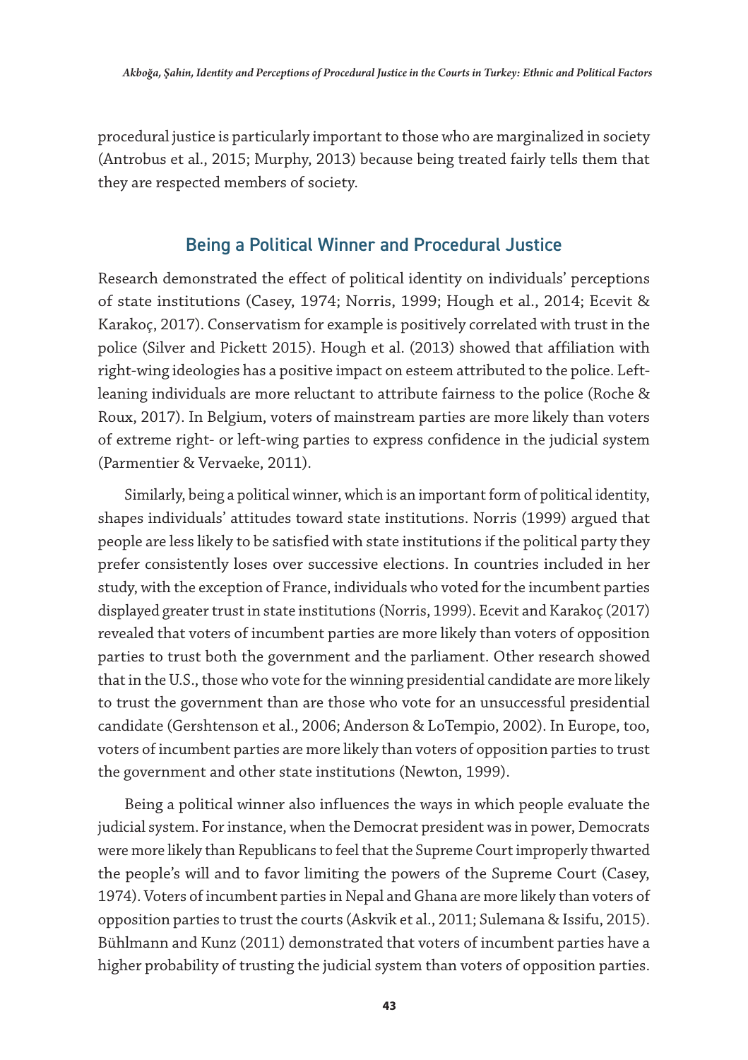procedural justice is particularly important to those who are marginalized in society (Antrobus et al., 2015; Murphy, 2013) because being treated fairly tells them that they are respected members of society.

## Being a Political Winner and Procedural Justice

Research demonstrated the effect of political identity on individuals' perceptions of state institutions (Casey, 1974; Norris, 1999; Hough et al., 2014; Ecevit & Karakoç, 2017). Conservatism for example is positively correlated with trust in the police (Silver and Pickett 2015). Hough et al. (2013) showed that affiliation with right-wing ideologies has a positive impact on esteem attributed to the police. Left-leaning individuals are more reluctant to attribute fairness to the police (Roche & Roux, 2017). In Belgium, voters of mainstream parties are more likely than voters of extreme right- or left-wing parties to express confidence in the judicial system (Parmentier & Vervaeke, 2011).

Similarly, being a political winner, which is an important form of political identity, shapes individuals' attitudes toward state institutions. Norris (1999) argued that people are less likely to be satisfied with state institutions if the political party they prefer consistently loses over successive elections. In countries included in her study, with the exception of France, individuals who voted for the incumbent parties displayed greater trust in state institutions (Norris, 1999). Ecevit and Karakoç (2017) revealed that voters of incumbent parties are more likely than voters of opposition parties to trust both the government and the parliament. Other research showed that in the U.S., those who vote for the winning presidential candidate are more likely to trust the government than are those who vote for an unsuccessful presidential candidate (Gershtenson et al., 2006; Anderson & LoTempio, 2002). In Europe, too, voters of incumbent parties are more likely than voters of opposition parties to trust the government and other state institutions (Newton, 1999).

Being a political winner also influences the ways in which people evaluate the judicial system. For instance, when the Democrat president was in power, Democrats were more likely than Republicans to feel that the Supreme Court improperly thwarted the people's will and to favor limiting the powers of the Supreme Court (Casey, 1974). Voters of incumbent parties in Nepal and Ghana are more likely than voters of opposition parties to trust the courts (Askvik et al., 2011; Sulemana & Issifu, 2015). Bühlmann and Kunz (2011) demonstrated that voters of incumbent parties have a higher probability of trusting the judicial system than voters of opposition parties.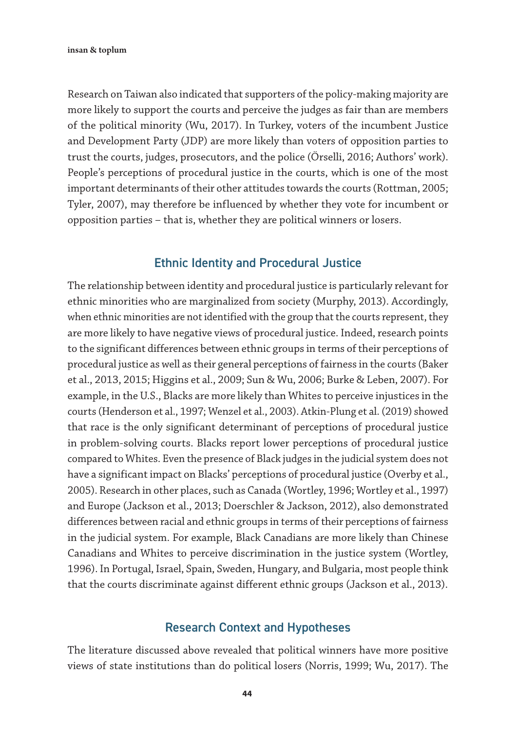Research on Taiwan also indicated that supporters of the policy-making majority are more likely to support the courts and perceive the judges as fair than are members of the political minority (Wu, 2017). In Turkey, voters of the incumbent Justice and Development Party (JDP) are more likely than voters of opposition parties to trust the courts, judges, prosecutors, and the police (Örselli, 2016; Authors' work). People's perceptions of procedural justice in the courts, which is one of the most important determinants of their other attitudes towards the courts (Rottman, 2005; Tyler, 2007), may therefore be influenced by whether they vote for incumbent or opposition parties – that is, whether they are political winners or losers.

## Ethnic Identity and Procedural Justice

The relationship between identity and procedural justice is particularly relevant for ethnic minorities who are marginalized from society (Murphy, 2013). Accordingly, when ethnic minorities are not identified with the group that the courts represent, they are more likely to have negative views of procedural justice. Indeed, research points to the significant differences between ethnic groups in terms of their perceptions of procedural justice as well as their general perceptions of fairness in the courts (Baker et al., 2013, 2015; Higgins et al., 2009; Sun & Wu, 2006; Burke & Leben, 2007). For example, in the U.S., Blacks are more likely than Whites to perceive injustices in the courts (Henderson et al., 1997; Wenzel et al., 2003). Atkin-Plung et al. (2019) showed that race is the only significant determinant of perceptions of procedural justice in problem-solving courts. Blacks report lower perceptions of procedural justice compared to Whites. Even the presence of Black judges in the judicial system does not have a significant impact on Blacks' perceptions of procedural justice (Overby et al., 2005). Research in other places, such as Canada (Wortley, 1996; Wortley et al., 1997) and Europe (Jackson et al., 2013; Doerschler & Jackson, 2012), also demonstrated differences between racial and ethnic groups in terms of their perceptions of fairness in the judicial system. For example, Black Canadians are more likely than Chinese Canadians and Whites to perceive discrimination in the justice system (Wortley, 1996). In Portugal, Israel, Spain, Sweden, Hungary, and Bulgaria, most people think that the courts discriminate against different ethnic groups (Jackson et al., 2013).

## Research Context and Hypotheses

The literature discussed above revealed that political winners have more positive views of state institutions than do political losers (Norris, 1999; Wu, 2017). The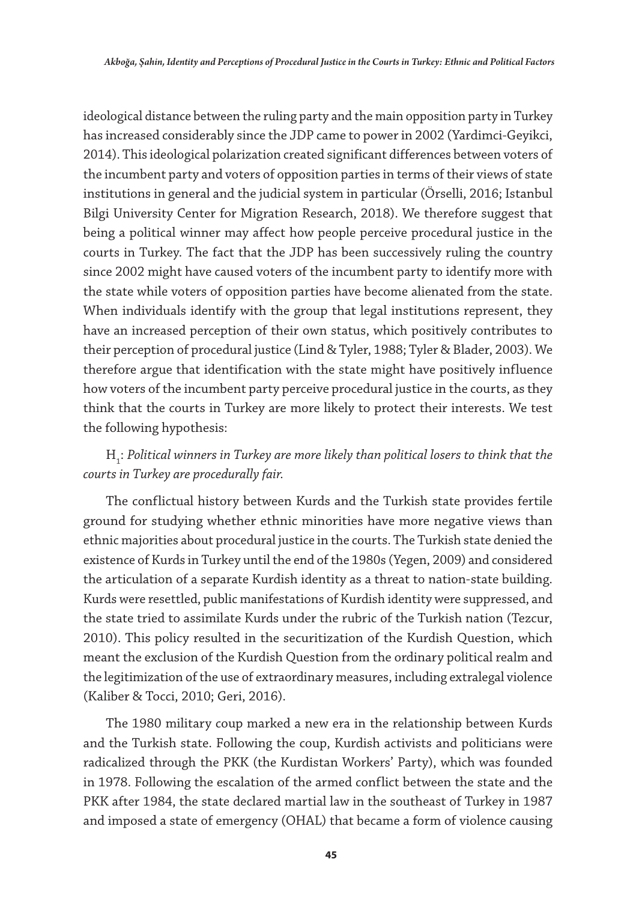ideological distance between the ruling party and the main opposition party in Turkey has increased considerably since the JDP came to power in 2002 (Yardimci-Geyikci, 2014). This ideological polarization created significant differences between voters of the incumbent party and voters of opposition parties in terms of their views of state institutions in general and the judicial system in particular (Örselli, 2016; Istanbul Bilgi University Center for Migration Research, 2018). We therefore suggest that being a political winner may affect how people perceive procedural justice in the courts in Turkey. The fact that the JDP has been successively ruling the country since 2002 might have caused voters of the incumbent party to identify more with the state while voters of opposition parties have become alienated from the state. When individuals identify with the group that legal institutions represent, they have an increased perception of their own status, which positively contributes to their perception of procedural justice (Lind & Tyler, 1988; Tyler & Blader, 2003). We therefore argue that identification with the state might have positively influence how voters of the incumbent party perceive procedural justice in the courts, as they think that the courts in Turkey are more likely to protect their interests. We test the following hypothesis:

$H_1$: *Political winners in Turkey are more likely than political losers to think that the courts in Turkey are procedurally fair.*

The conflictual history between Kurds and the Turkish state provides fertile ground for studying whether ethnic minorities have more negative views than ethnic majorities about procedural justice in the courts. The Turkish state denied the existence of Kurds in Turkey until the end of the 1980s (Yegen, 2009) and considered the articulation of a separate Kurdish identity as a threat to nation-state building. Kurds were resettled, public manifestations of Kurdish identity were suppressed, and the state tried to assimilate Kurds under the rubric of the Turkish nation (Tezcur, 2010). This policy resulted in the securitization of the Kurdish Question, which meant the exclusion of the Kurdish Question from the ordinary political realm and the legitimization of the use of extraordinary measures, including extralegal violence (Kaliber & Tocci, 2010; Geri, 2016).

The 1980 military coup marked a new era in the relationship between Kurds and the Turkish state. Following the coup, Kurdish activists and politicians were radicalized through the PKK (the Kurdistan Workers' Party), which was founded in 1978. Following the escalation of the armed conflict between the state and the PKK after 1984, the state declared martial law in the southeast of Turkey in 1987 and imposed a state of emergency (OHAL) that became a form of violence causing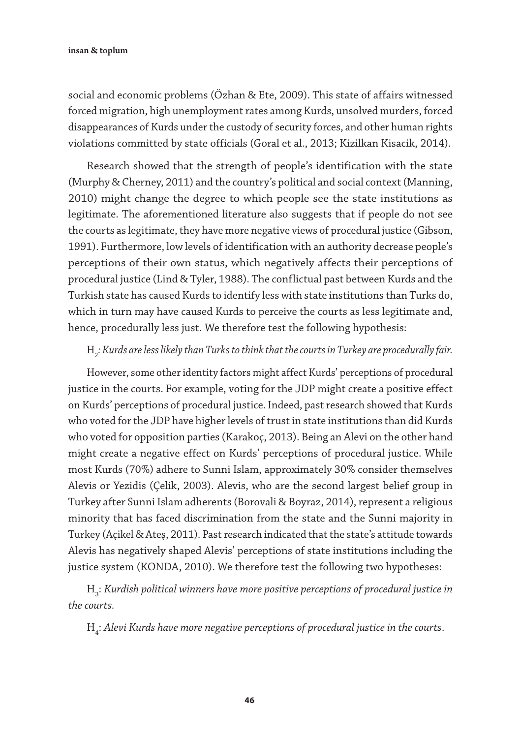social and economic problems (Özhan & Ete, 2009). This state of affairs witnessed forced migration, high unemployment rates among Kurds, unsolved murders, forced disappearances of Kurds under the custody of security forces, and other human rights violations committed by state officials (Goral et al., 2013; Kizilkan Kisacik, 2014).

Research showed that the strength of people's identification with the state (Murphy & Cherney, 2011) and the country's political and social context (Manning, 2010) might change the degree to which people see the state institutions as legitimate. The aforementioned literature also suggests that if people do not see the courts as legitimate, they have more negative views of procedural justice (Gibson, 1991). Furthermore, low levels of identification with an authority decrease people's perceptions of their own status, which negatively affects their perceptions of procedural justice (Lind & Tyler, 1988). The conflictual past between Kurds and the Turkish state has caused Kurds to identify less with state institutions than Turks do, which in turn may have caused Kurds to perceive the courts as less legitimate and, hence, procedurally less just. We therefore test the following hypothesis:

$H_2$: *Kurds are less likely than Turks to think that the courts in Turkey are procedurally fair.*

However, some other identity factors might affect Kurds' perceptions of procedural justice in the courts. For example, voting for the JDP might create a positive effect on Kurds' perceptions of procedural justice. Indeed, past research showed that Kurds who voted for the JDP have higher levels of trust in state institutions than did Kurds who voted for opposition parties (Karakoç, 2013). Being an Alevi on the other hand might create a negative effect on Kurds' perceptions of procedural justice. While most Kurds (70%) adhere to Sunni Islam, approximately 30% consider themselves Alevis or Yezidis (Çelik, 2003). Alevis, who are the second largest belief group in Turkey after Sunni Islam adherents (Borovali & Boyraz, 2014), represent a religious minority that has faced discrimination from the state and the Sunni majority in Turkey (Açikel & Ateş, 2011). Past research indicated that the state's attitude towards Alevis has negatively shaped Alevis' perceptions of state institutions including the justice system (KONDA, 2010). We therefore test the following two hypotheses:

$H_3$: *Kurdish political winners have more positive perceptions of procedural justice in the courts.*

$H_4$: *Alevi Kurds have more negative perceptions of procedural justice in the courts.*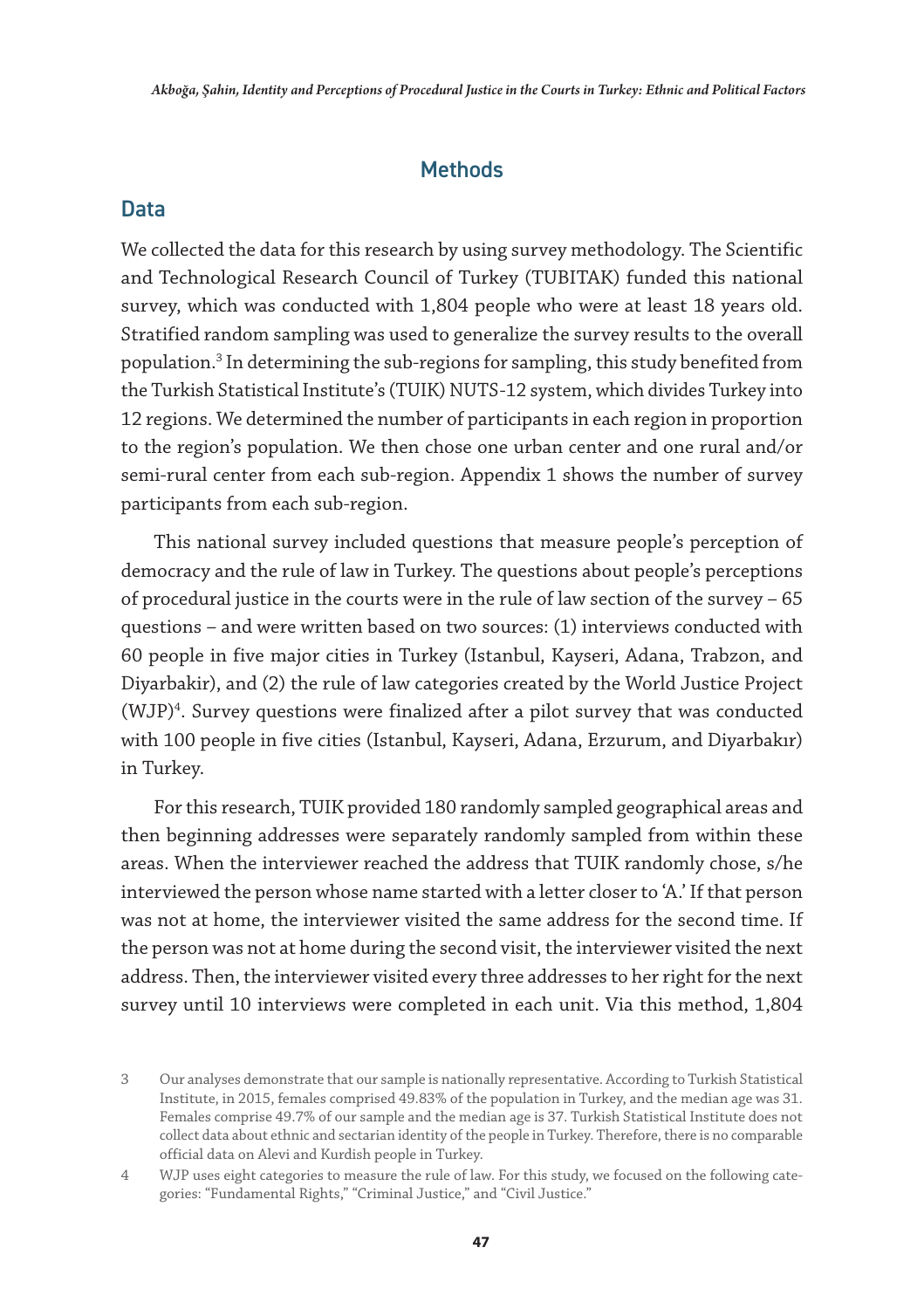## Methods

### Data

We collected the data for this research by using survey methodology. The Scientific and Technological Research Council of Turkey (TUBITAK) funded this national survey, which was conducted with 1,804 people who were at least 18 years old. Stratified random sampling was used to generalize the survey results to the overall population.[3] In determining the sub-regions for sampling, this study benefited from the Turkish Statistical Institute's (TUIK) NUTS-12 system, which divides Turkey into 12 regions. We determined the number of participants in each region in proportion to the region's population. We then chose one urban center and one rural and/or semi-rural center from each sub-region. Appendix 1 shows the number of survey participants from each sub-region.

This national survey included questions that measure people's perception of democracy and the rule of law in Turkey. The questions about people's perceptions of procedural justice in the courts were in the rule of law section of the survey – 65 questions – and were written based on two sources: (1) interviews conducted with 60 people in five major cities in Turkey (Istanbul, Kayseri, Adana, Trabzon, and Diyarbakir), and (2) the rule of law categories created by the World Justice Project (WJP)[4]. Survey questions were finalized after a pilot survey that was conducted with 100 people in five cities (Istanbul, Kayseri, Adana, Erzurum, and Diyarbakır) in Turkey.

For this research, TUIK provided 180 randomly sampled geographical areas and then beginning addresses were separately randomly sampled from within these areas. When the interviewer reached the address that TUIK randomly chose, s/he interviewed the person whose name started with a letter closer to 'A.' If that person was not at home, the interviewer visited the same address for the second time. If the person was not at home during the second visit, the interviewer visited the next address. Then, the interviewer visited every three addresses to her right for the next survey until 10 interviews were completed in each unit. Via this method, 1,804

3 Our analyses demonstrate that our sample is nationally representative. According to Turkish Statistical Institute, in 2015, females comprised 49.83% of the population in Turkey, and the median age was 31. Females comprise 49.7% of our sample and the median age is 37. Turkish Statistical Institute does not collect data about ethnic and sectarian identity of the people in Turkey. Therefore, there is no comparable official data on Alevi and Kurdish people in Turkey.

4 WJP uses eight categories to measure the rule of law. For this study, we focused on the following categories: "Fundamental Rights," "Criminal Justice," and "Civil Justice."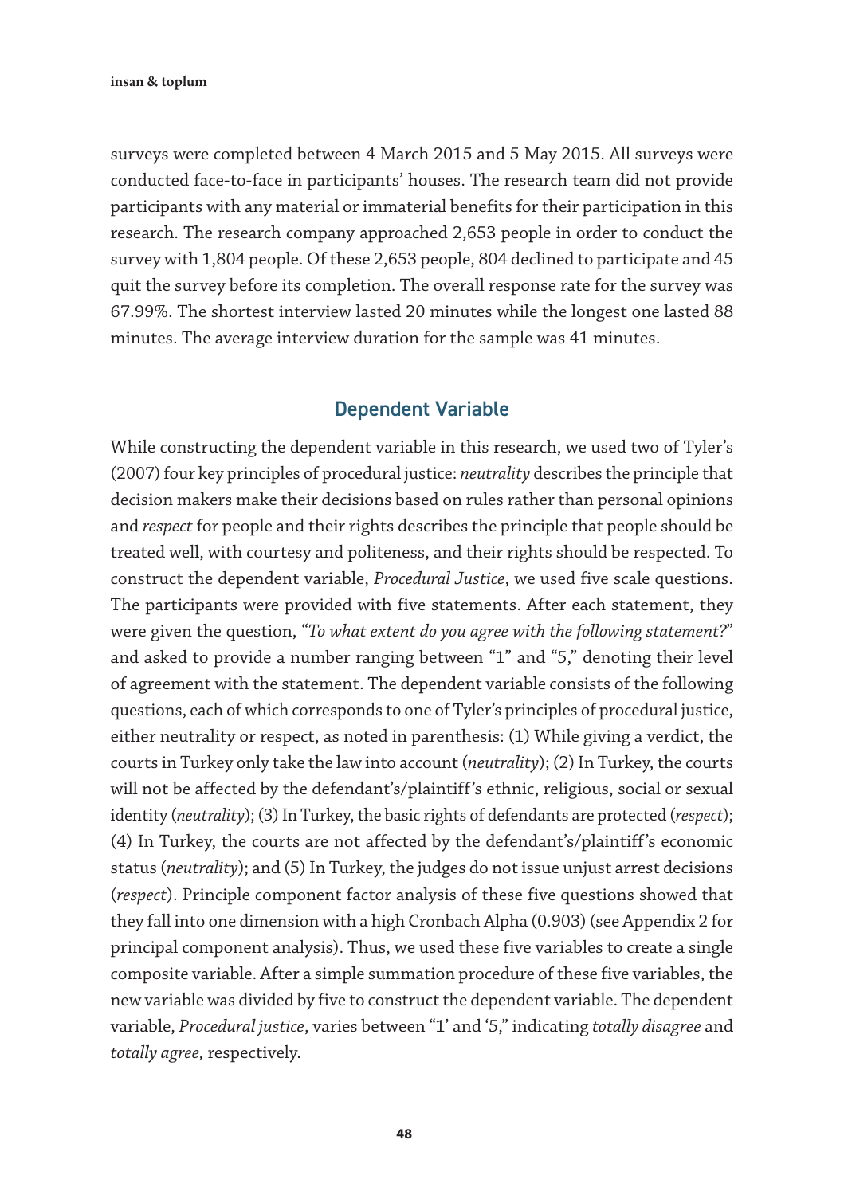surveys were completed between 4 March 2015 and 5 May 2015. All surveys were conducted face-to-face in participants' houses. The research team did not provide participants with any material or immaterial benefits for their participation in this research. The research company approached 2,653 people in order to conduct the survey with 1,804 people. Of these 2,653 people, 804 declined to participate and 45 quit the survey before its completion. The overall response rate for the survey was 67.99%. The shortest interview lasted 20 minutes while the longest one lasted 88 minutes. The average interview duration for the sample was 41 minutes.

## Dependent Variable

While constructing the dependent variable in this research, we used two of Tyler's (2007) four key principles of procedural justice: *neutrality* describes the principle that decision makers make their decisions based on rules rather than personal opinions and *respect* for people and their rights describes the principle that people should be treated well, with courtesy and politeness, and their rights should be respected. To construct the dependent variable, *Procedural Justice*, we used five scale questions. The participants were provided with five statements. After each statement, they were given the question, "*To what extent do you agree with the following statement?*" and asked to provide a number ranging between "1" and "5," denoting their level of agreement with the statement. The dependent variable consists of the following questions, each of which corresponds to one of Tyler's principles of procedural justice, either neutrality or respect, as noted in parenthesis: (1) While giving a verdict, the courts in Turkey only take the law into account (*neutrality*); (2) In Turkey, the courts will not be affected by the defendant's/plaintiff's ethnic, religious, social or sexual identity (*neutrality*); (3) In Turkey, the basic rights of defendants are protected (*respect*); (4) In Turkey, the courts are not affected by the defendant's/plaintiff's economic status (*neutrality*); and (5) In Turkey, the judges do not issue unjust arrest decisions (*respect*). Principle component factor analysis of these five questions showed that they fall into one dimension with a high Cronbach Alpha (0.903) (see Appendix 2 for principal component analysis). Thus, we used these five variables to create a single composite variable. After a simple summation procedure of these five variables, the new variable was divided by five to construct the dependent variable. The dependent variable, *Procedural justice*, varies between "1' and '5," indicating *totally disagree* and *totally agree,* respectively.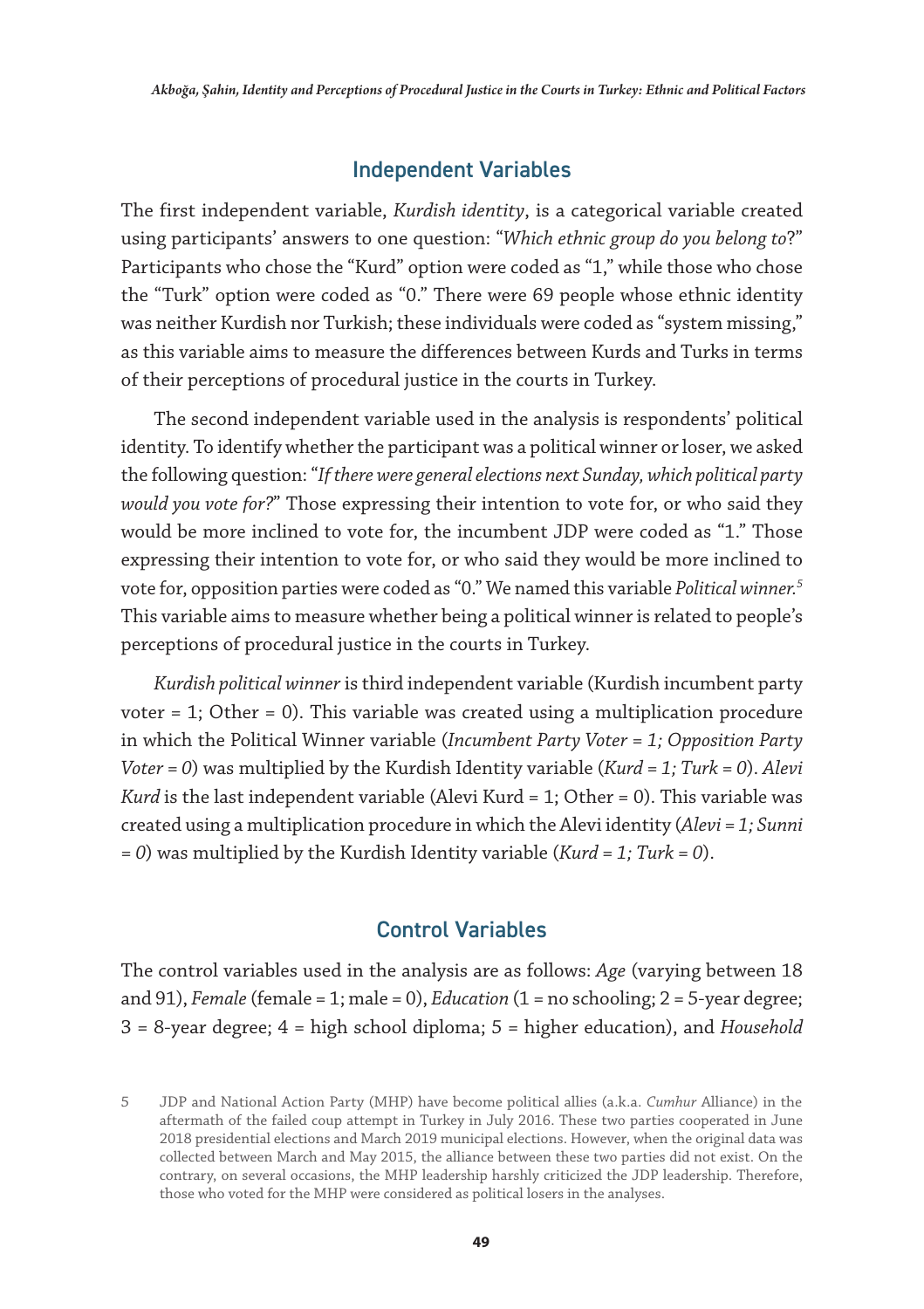## Independent Variables

The first independent variable, *Kurdish identity*, is a categorical variable created using participants' answers to one question: "*Which ethnic group do you belong to*?" Participants who chose the "Kurd" option were coded as "1," while those who chose the "Turk" option were coded as "0." There were 69 people whose ethnic identity was neither Kurdish nor Turkish; these individuals were coded as "system missing," as this variable aims to measure the differences between Kurds and Turks in terms of their perceptions of procedural justice in the courts in Turkey.

The second independent variable used in the analysis is respondents' political identity. To identify whether the participant was a political winner or loser, we asked the following question: "*If there were general elections next Sunday, which political party would you vote for?*" Those expressing their intention to vote for, or who said they would be more inclined to vote for, the incumbent JDP were coded as "1." Those expressing their intention to vote for, or who said they would be more inclined to vote for, opposition parties were coded as "0." We named this variable *Political winner.*[5] This variable aims to measure whether being a political winner is related to people's perceptions of procedural justice in the courts in Turkey.

*Kurdish political winner* is third independent variable (Kurdish incumbent party voter = 1; Other = 0). This variable was created using a multiplication procedure in which the Political Winner variable (*Incumbent Party Voter = 1; Opposition Party Voter = 0*) was multiplied by the Kurdish Identity variable (*Kurd = 1; Turk = 0*). *Alevi Kurd* is the last independent variable (Alevi Kurd = 1; Other = 0). This variable was created using a multiplication procedure in which the Alevi identity (*Alevi = 1; Sunni = 0*) was multiplied by the Kurdish Identity variable (*Kurd = 1; Turk = 0*).

## Control Variables

The control variables used in the analysis are as follows: *Age* (varying between 18 and 91), *Female* (female = 1; male = 0), *Education* (1 = no schooling; 2 = 5-year degree; 3 = 8-year degree; 4 = high school diploma; 5 = higher education), and *Household*

5 JDP and National Action Party (MHP) have become political allies (a.k.a. *Cumhur* Alliance) in the aftermath of the failed coup attempt in Turkey in July 2016. These two parties cooperated in June 2018 presidential elections and March 2019 municipal elections. However, when the original data was collected between March and May 2015, the alliance between these two parties did not exist. On the contrary, on several occasions, the MHP leadership harshly criticized the JDP leadership. Therefore, those who voted for the MHP were considered as political losers in the analyses.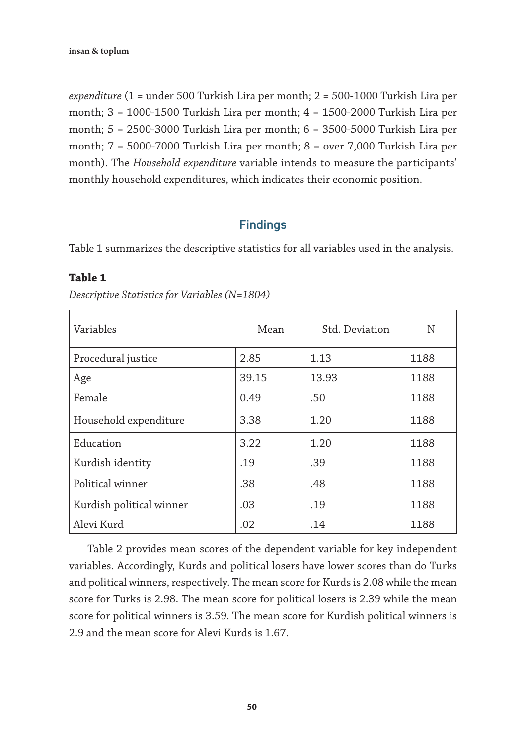*expenditure* (1 = under 500 Turkish Lira per month; 2 = 500-1000 Turkish Lira per month; 3 = 1000-1500 Turkish Lira per month; 4 = 1500-2000 Turkish Lira per month; 5 = 2500-3000 Turkish Lira per month; 6 = 3500-5000 Turkish Lira per month; 7 = 5000-7000 Turkish Lira per month; 8 = over 7,000 Turkish Lira per month). The *Household expenditure* variable intends to measure the participants' monthly household expenditures, which indicates their economic position.

## Findings

Table 1 summarizes the descriptive statistics for all variables used in the analysis.

**Table 1**

*Descriptive Statistics for Variables (N=1804)*

| Variables | Mean | Std. Deviation | N |
|---|---|---|---|
| Procedural justice | 2.85 | 1.13 | 1188 |
| Age | 39.15 | 13.93 | 1188 |
| Female | 0.49 | .50 | 1188 |
| Household expenditure | 3.38 | 1.20 | 1188 |
| Education | 3.22 | 1.20 | 1188 |
| Kurdish identity | .19 | .39 | 1188 |
| Political winner | .38 | .48 | 1188 |
| Kurdish political winner | .03 | .19 | 1188 |
| Alevi Kurd | .02 | .14 | 1188 |

Table 2 provides mean scores of the dependent variable for key independent variables. Accordingly, Kurds and political losers have lower scores than do Turks and political winners, respectively. The mean score for Kurds is 2.08 while the mean score for Turks is 2.98. The mean score for political losers is 2.39 while the mean score for political winners is 3.59. The mean score for Kurdish political winners is 2.9 and the mean score for Alevi Kurds is 1.67.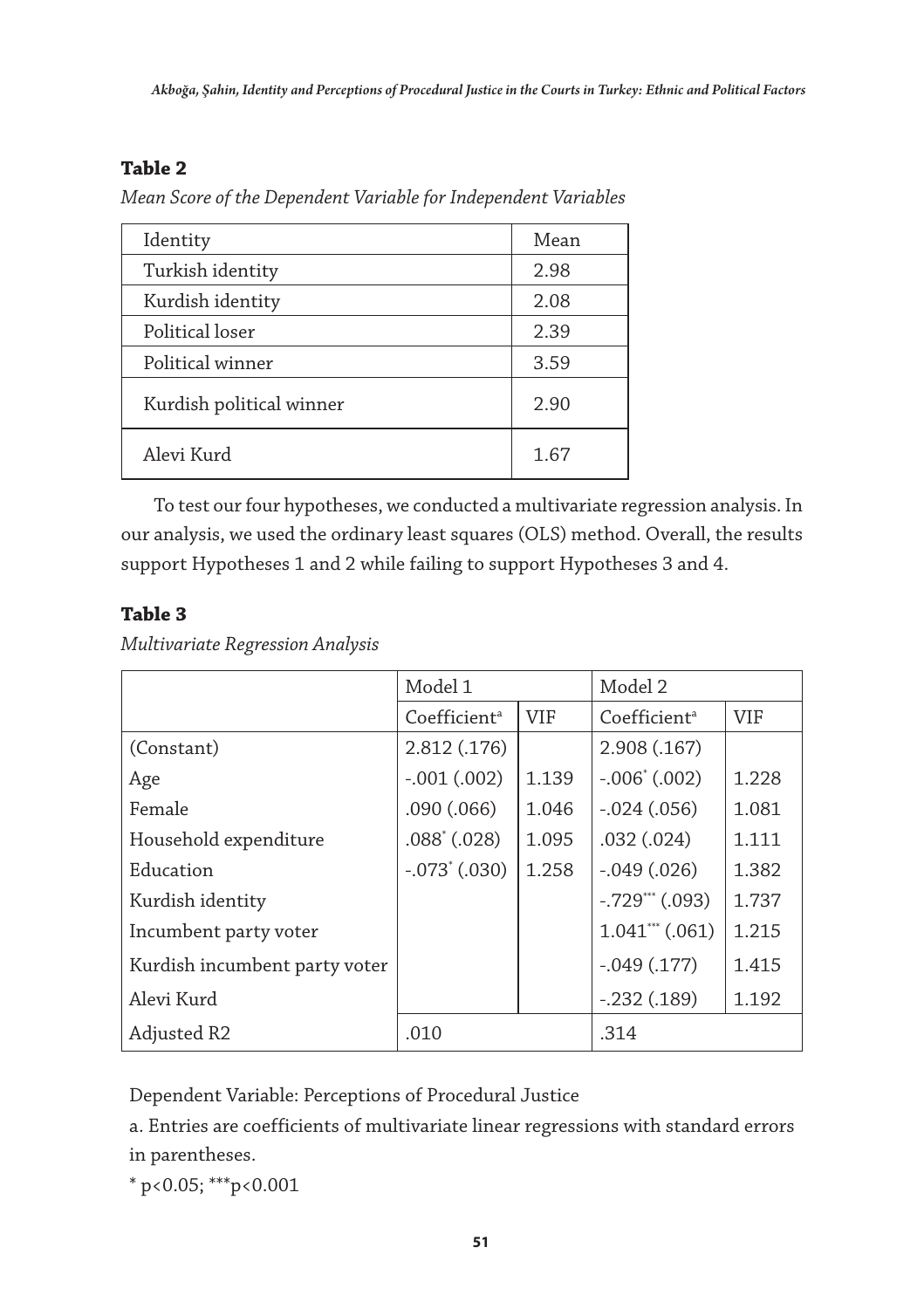**Table 2**

*Mean Score of the Dependent Variable for Independent Variables*

| Identity | Mean |
|---|---|
| Turkish identity | 2.98 |
| Kurdish identity | 2.08 |
| Political loser | 2.39 |
| Political winner | 3.59 |
| Kurdish political winner | 2.90 |
| Alevi Kurd | 1.67 |

To test our four hypotheses, we conducted a multivariate regression analysis. In our analysis, we used the ordinary least squares (OLS) method. Overall, the results support Hypotheses 1 and 2 while failing to support Hypotheses 3 and 4.

**Table 3**

*Multivariate Regression Analysis*

| | Model 1 | | Model 2 | |
|---|---|---|---|---|
| | Coefficient[a] | VIF | Coefficient[a] | VIF |
| (Constant) | 2.812 (.176) | | 2.908 (.167) | |
| Age | -.001 (.002) | 1.139 | -.006* (.002) | 1.228 |
| Female | .090 (.066) | 1.046 | -.024 (.056) | 1.081 |
| Household expenditure | .088* (.028) | 1.095 | .032 (.024) | 1.111 |
| Education | -.073* (.030) | 1.258 | -.049 (.026) | 1.382 |
| Kurdish identity | | | -.729*** (.093) | 1.737 |
| Incumbent party voter | | | 1.041*** (.061) | 1.215 |
| Kurdish incumbent party voter | | | -.049 (.177) | 1.415 |
| Alevi Kurd | | | -.232 (.189) | 1.192 |
| Adjusted R2 | .010 | | .314 | |

Dependent Variable: Perceptions of Procedural Justice

a. Entries are coefficients of multivariate linear regressions with standard errors in parentheses.

* $p<0.05$; *** $p<0.001$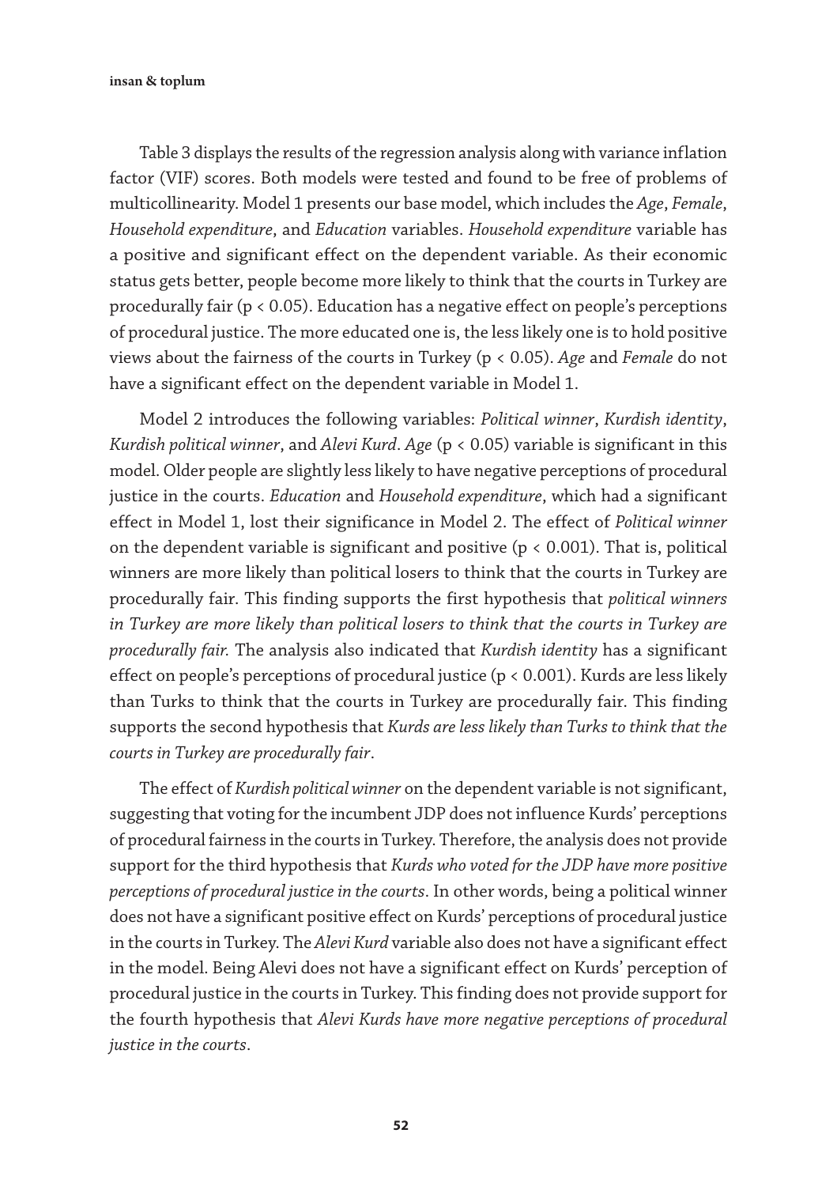Table 3 displays the results of the regression analysis along with variance inflation factor (VIF) scores. Both models were tested and found to be free of problems of multicollinearity. Model 1 presents our base model, which includes the *Age*, *Female*, *Household expenditure*, and *Education* variables. *Household expenditure* variable has a positive and significant effect on the dependent variable. As their economic status gets better, people become more likely to think that the courts in Turkey are procedurally fair ($p < 0.05$). Education has a negative effect on people's perceptions of procedural justice. The more educated one is, the less likely one is to hold positive views about the fairness of the courts in Turkey ($p < 0.05$). *Age* and *Female* do not have a significant effect on the dependent variable in Model 1.

Model 2 introduces the following variables: *Political winner*, *Kurdish identity*, *Kurdish political winner*, and *Alevi Kurd*. *Age* ($p < 0.05$) variable is significant in this model. Older people are slightly less likely to have negative perceptions of procedural justice in the courts. *Education* and *Household expenditure*, which had a significant effect in Model 1, lost their significance in Model 2. The effect of *Political winner* on the dependent variable is significant and positive ($p < 0.001$). That is, political winners are more likely than political losers to think that the courts in Turkey are procedurally fair. This finding supports the first hypothesis that *political winners in Turkey are more likely than political losers to think that the courts in Turkey are procedurally fair.* The analysis also indicated that *Kurdish identity* has a significant effect on people's perceptions of procedural justice ($p < 0.001$). Kurds are less likely than Turks to think that the courts in Turkey are procedurally fair. This finding supports the second hypothesis that *Kurds are less likely than Turks to think that the courts in Turkey are procedurally fair*.

The effect of *Kurdish political winner* on the dependent variable is not significant, suggesting that voting for the incumbent JDP does not influence Kurds' perceptions of procedural fairness in the courts in Turkey. Therefore, the analysis does not provide support for the third hypothesis that *Kurds who voted for the JDP have more positive perceptions of procedural justice in the courts*. In other words, being a political winner does not have a significant positive effect on Kurds' perceptions of procedural justice in the courts in Turkey. The *Alevi Kurd* variable also does not have a significant effect in the model. Being Alevi does not have a significant effect on Kurds' perception of procedural justice in the courts in Turkey. This finding does not provide support for the fourth hypothesis that *Alevi Kurds have more negative perceptions of procedural justice in the courts*.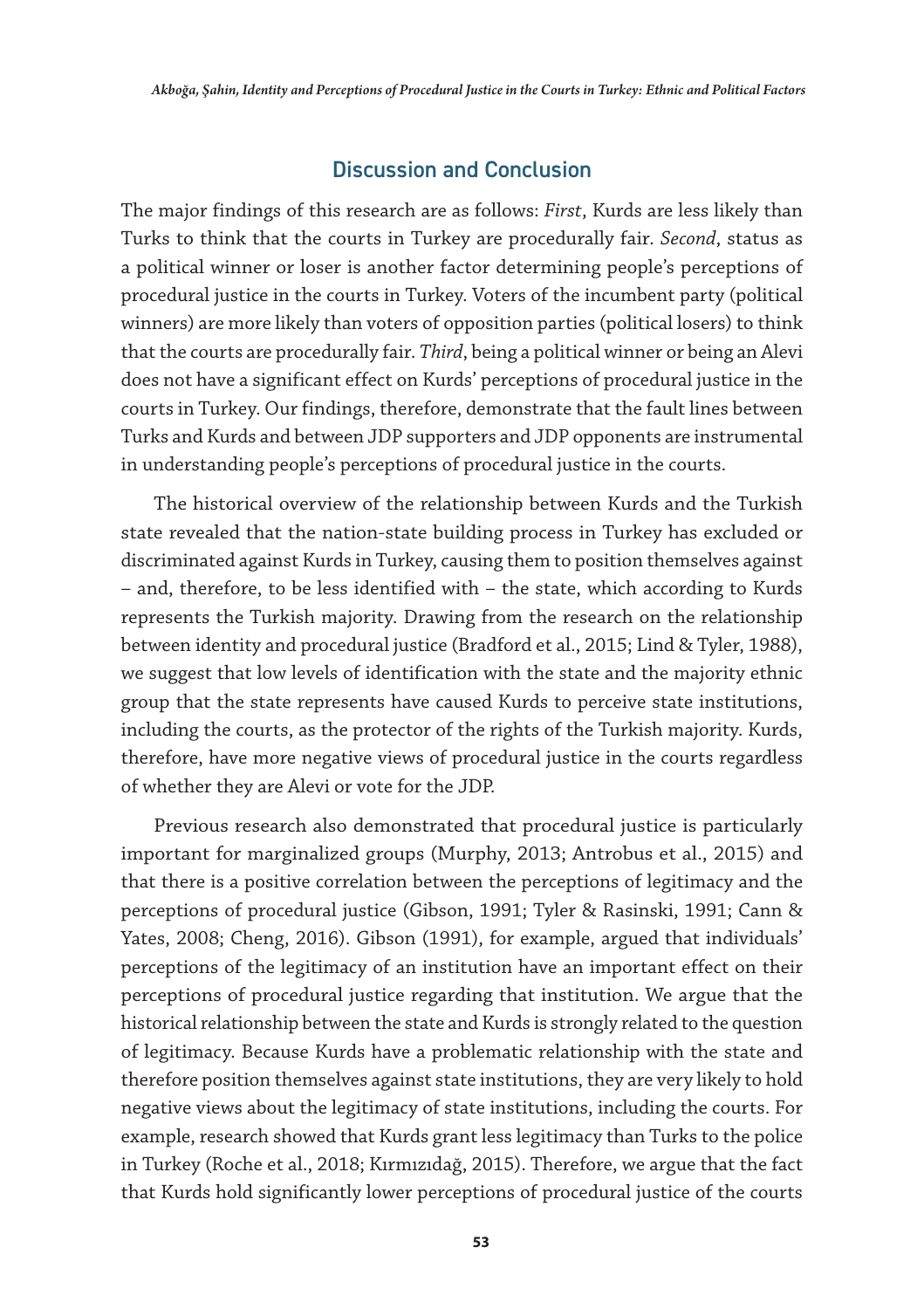## Discussion and Conclusion

The major findings of this research are as follows: *First*, Kurds are less likely than Turks to think that the courts in Turkey are procedurally fair. *Second*, status as a political winner or loser is another factor determining people's perceptions of procedural justice in the courts in Turkey. Voters of the incumbent party (political winners) are more likely than voters of opposition parties (political losers) to think that the courts are procedurally fair. *Third*, being a political winner or being an Alevi does not have a significant effect on Kurds' perceptions of procedural justice in the courts in Turkey. Our findings, therefore, demonstrate that the fault lines between Turks and Kurds and between JDP supporters and JDP opponents are instrumental in understanding people's perceptions of procedural justice in the courts.

The historical overview of the relationship between Kurds and the Turkish state revealed that the nation-state building process in Turkey has excluded or discriminated against Kurds in Turkey, causing them to position themselves against – and, therefore, to be less identified with – the state, which according to Kurds represents the Turkish majority. Drawing from the research on the relationship between identity and procedural justice (Bradford et al., 2015; Lind & Tyler, 1988), we suggest that low levels of identification with the state and the majority ethnic group that the state represents have caused Kurds to perceive state institutions, including the courts, as the protector of the rights of the Turkish majority. Kurds, therefore, have more negative views of procedural justice in the courts regardless of whether they are Alevi or vote for the JDP.

Previous research also demonstrated that procedural justice is particularly important for marginalized groups (Murphy, 2013; Antrobus et al., 2015) and that there is a positive correlation between the perceptions of legitimacy and the perceptions of procedural justice (Gibson, 1991; Tyler & Rasinski, 1991; Cann & Yates, 2008; Cheng, 2016). Gibson (1991), for example, argued that individuals' perceptions of the legitimacy of an institution have an important effect on their perceptions of procedural justice regarding that institution. We argue that the historical relationship between the state and Kurds is strongly related to the question of legitimacy. Because Kurds have a problematic relationship with the state and therefore position themselves against state institutions, they are very likely to hold negative views about the legitimacy of state institutions, including the courts. For example, research showed that Kurds grant less legitimacy than Turks to the police in Turkey (Roche et al., 2018; Kırmızıdağ, 2015). Therefore, we argue that the fact that Kurds hold significantly lower perceptions of procedural justice of the courts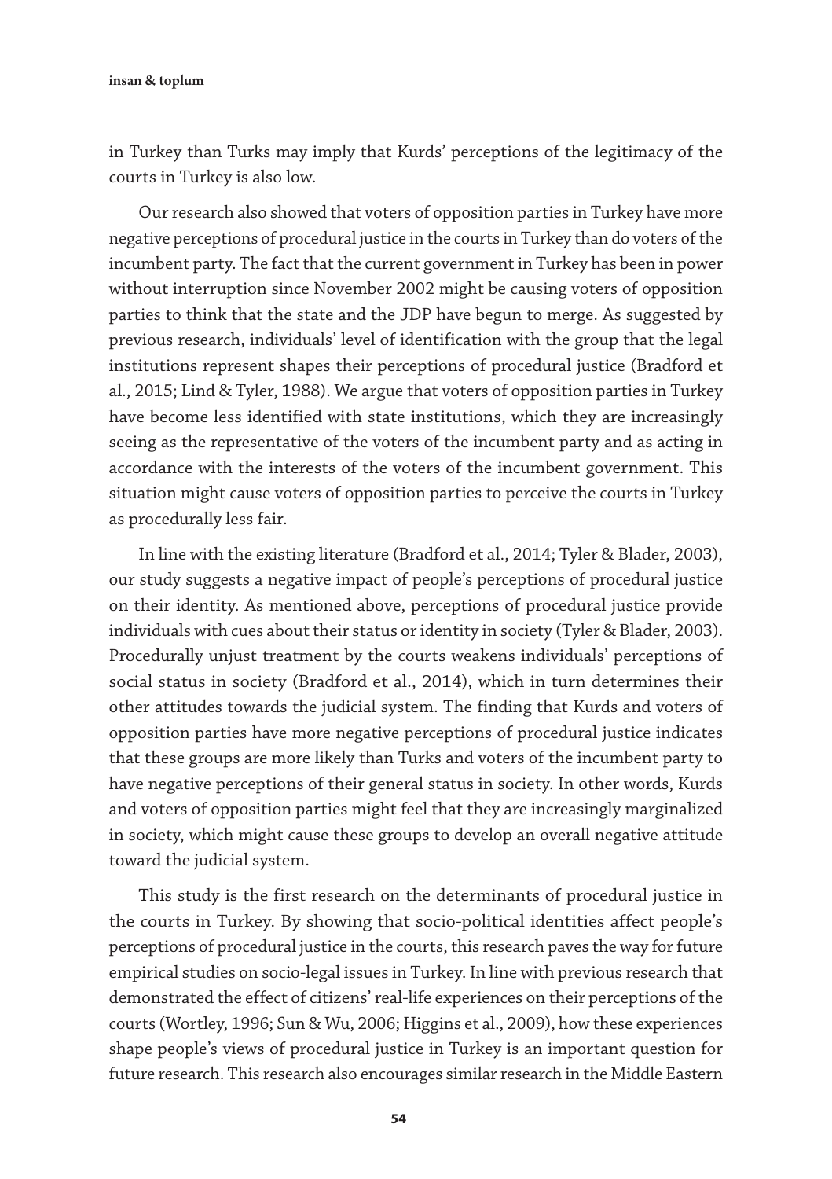in Turkey than Turks may imply that Kurds' perceptions of the legitimacy of the courts in Turkey is also low.

Our research also showed that voters of opposition parties in Turkey have more negative perceptions of procedural justice in the courts in Turkey than do voters of the incumbent party. The fact that the current government in Turkey has been in power without interruption since November 2002 might be causing voters of opposition parties to think that the state and the JDP have begun to merge. As suggested by previous research, individuals' level of identification with the group that the legal institutions represent shapes their perceptions of procedural justice (Bradford et al., 2015; Lind & Tyler, 1988). We argue that voters of opposition parties in Turkey have become less identified with state institutions, which they are increasingly seeing as the representative of the voters of the incumbent party and as acting in accordance with the interests of the voters of the incumbent government. This situation might cause voters of opposition parties to perceive the courts in Turkey as procedurally less fair.

In line with the existing literature (Bradford et al., 2014; Tyler & Blader, 2003), our study suggests a negative impact of people's perceptions of procedural justice on their identity. As mentioned above, perceptions of procedural justice provide individuals with cues about their status or identity in society (Tyler & Blader, 2003). Procedurally unjust treatment by the courts weakens individuals' perceptions of social status in society (Bradford et al., 2014), which in turn determines their other attitudes towards the judicial system. The finding that Kurds and voters of opposition parties have more negative perceptions of procedural justice indicates that these groups are more likely than Turks and voters of the incumbent party to have negative perceptions of their general status in society. In other words, Kurds and voters of opposition parties might feel that they are increasingly marginalized in society, which might cause these groups to develop an overall negative attitude toward the judicial system.

This study is the first research on the determinants of procedural justice in the courts in Turkey. By showing that socio-political identities affect people's perceptions of procedural justice in the courts, this research paves the way for future empirical studies on socio-legal issues in Turkey. In line with previous research that demonstrated the effect of citizens' real-life experiences on their perceptions of the courts (Wortley, 1996; Sun & Wu, 2006; Higgins et al., 2009), how these experiences shape people's views of procedural justice in Turkey is an important question for future research. This research also encourages similar research in the Middle Eastern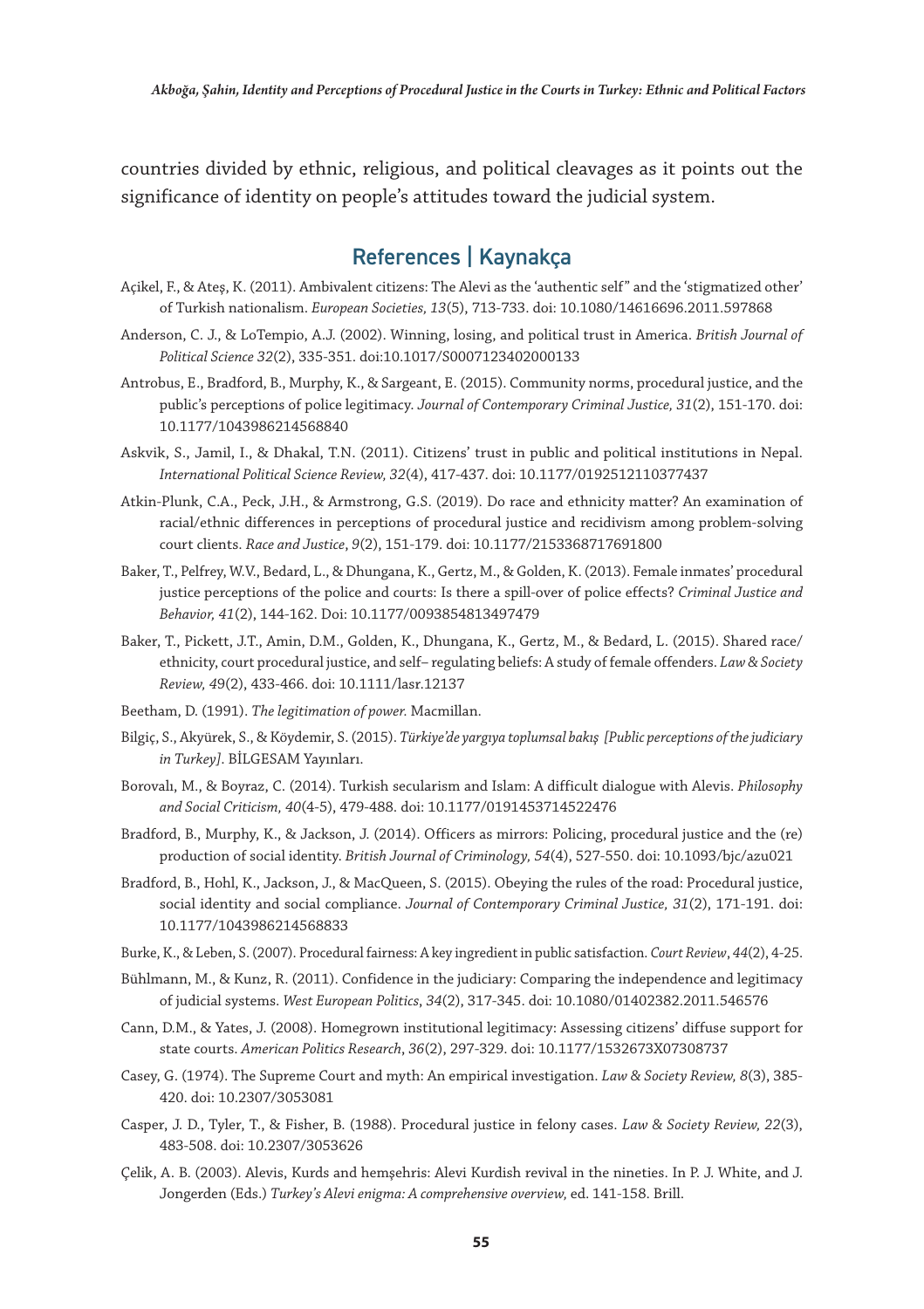countries divided by ethnic, religious, and political cleavages as it points out the significance of identity on people's attitudes toward the judicial system.

## References | Kaynakça

Açikel, F., & Ateş, K. (2011). Ambivalent citizens: The Alevi as the 'authentic self" and the 'stigmatized other' of Turkish nationalism. *European Societies, 13*(5), 713-733. doi: 10.1080/14616696.2011.597868

Anderson, C. J., & LoTempio, A.J. (2002). Winning, losing, and political trust in America. *British Journal of Political Science 32*(2), 335-351. doi:10.1017/S0007123402000133

Antrobus, E., Bradford, B., Murphy, K., & Sargeant, E. (2015). Community norms, procedural justice, and the public's perceptions of police legitimacy. *Journal of Contemporary Criminal Justice, 31*(2), 151-170. doi: 10.1177/1043986214568840

Askvik, S., Jamil, I., & Dhakal, T.N. (2011). Citizens' trust in public and political institutions in Nepal. *International Political Science Review, 32*(4), 417-437. doi: 10.1177/0192512110377437

Atkin-Plunk, C.A., Peck, J.H., & Armstrong, G.S. (2019). Do race and ethnicity matter? An examination of racial/ethnic differences in perceptions of procedural justice and recidivism among problem-solving court clients. *Race and Justice*, *9*(2), 151-179. doi: 10.1177/2153368717691800

Baker, T., Pelfrey, W.V., Bedard, L., & Dhungana, K., Gertz, M., & Golden, K. (2013). Female inmates' procedural justice perceptions of the police and courts: Is there a spill-over of police effects? *Criminal Justice and Behavior, 41*(2), 144-162. Doi: 10.1177/0093854813497479

Baker, T., Pickett, J.T., Amin, D.M., Golden, K., Dhungana, K., Gertz, M., & Bedard, L. (2015). Shared race/ethnicity, court procedural justice, and self– regulating beliefs: A study of female offenders. *Law & Society Review, 49*(2), 433-466. doi: 10.1111/lasr.12137

Beetham, D. (1991). *The legitimation of power.* Macmillan.

Bilgiç, S., Akyürek, S., & Köydemir, S. (2015). *Türkiye'de yargıya toplumsal bakış [Public perceptions of the judiciary in Turkey]*. BİLGESAM Yayınları.

Borovalı, M., & Boyraz, C. (2014). Turkish secularism and Islam: A difficult dialogue with Alevis. *Philosophy and Social Criticism, 40*(4-5), 479-488. doi: 10.1177/0191453714522476

Bradford, B., Murphy, K., & Jackson, J. (2014). Officers as mirrors: Policing, procedural justice and the (re) production of social identity. *British Journal of Criminology, 54*(4), 527-550. doi: 10.1093/bjc/azu021

Bradford, B., Hohl, K., Jackson, J., & MacQueen, S. (2015). Obeying the rules of the road: Procedural justice, social identity and social compliance. *Journal of Contemporary Criminal Justice, 31*(2), 171-191. doi: 10.1177/1043986214568833

Burke, K., & Leben, S. (2007). Procedural fairness: A key ingredient in public satisfaction. *Court Review*, *44*(2), 4-25.

Bühlmann, M., & Kunz, R. (2011). Confidence in the judiciary: Comparing the independence and legitimacy of judicial systems. *West European Politics*, *34*(2), 317-345. doi: 10.1080/01402382.2011.546576

Cann, D.M., & Yates, J. (2008). Homegrown institutional legitimacy: Assessing citizens' diffuse support for state courts. *American Politics Research*, *36*(2), 297-329. doi: 10.1177/1532673X07308737

Casey, G. (1974). The Supreme Court and myth: An empirical investigation. *Law & Society Review, 8*(3), 385-420. doi: 10.2307/3053081

Casper, J. D., Tyler, T., & Fisher, B. (1988). Procedural justice in felony cases. *Law & Society Review, 22*(3), 483-508. doi: 10.2307/3053626

Çelik, A. B. (2003). Alevis, Kurds and hemşehris: Alevi Kurdish revival in the nineties. In P. J. White, and J. Jongerden (Eds.) *Turkey's Alevi enigma: A comprehensive overview,* ed. 141-158. Brill.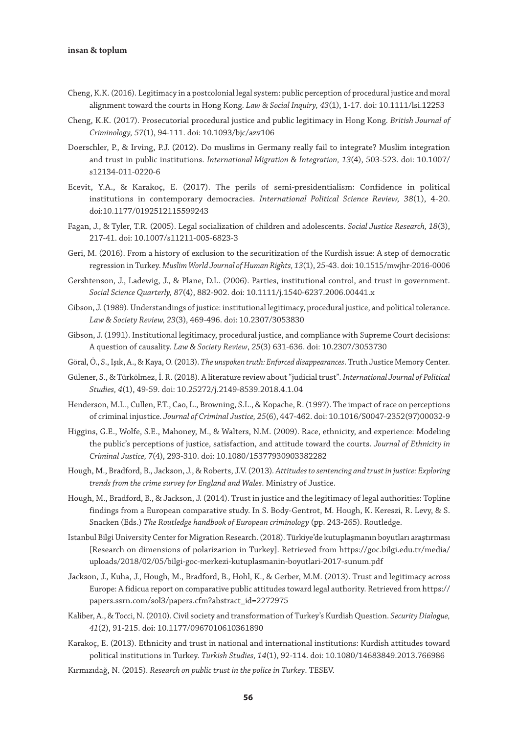Cheng, K.K. (2016). Legitimacy in a postcolonial legal system: public perception of procedural justice and moral alignment toward the courts in Hong Kong. *Law & Social Inquiry, 43*(1), 1-17. doi: 10.1111/lsi.12253

Cheng, K.K. (2017). Prosecutorial procedural justice and public legitimacy in Hong Kong. *British Journal of Criminology, 57*(1), 94-111. doi: 10.1093/bjc/azv106

Doerschler, P., & Irving, P.J. (2012). Do muslims in Germany really fail to integrate? Muslim integration and trust in public institutions. *International Migration & Integration, 13*(4), 503-523. doi: 10.1007/s12134-011-0220-6

Ecevit, Y.A., & Karakoç, E. (2017). The perils of semi-presidentialism: Confidence in political institutions in contemporary democracies. *International Political Science Review, 38*(1), 4-20. doi:10.1177/0192512115599243

Fagan, J., & Tyler, T.R. (2005). Legal socialization of children and adolescents. *Social Justice Research, 18*(3), 217-41. doi: 10.1007/s11211-005-6823-3

Geri, M. (2016). From a history of exclusion to the securitization of the Kurdish issue: A step of democratic regression in Turkey. *Muslim World Journal of Human Rights, 13*(1), 25-43. doi: 10.1515/mwjhr-2016-0006

Gershtenson, J., Ladewig, J., & Plane, D.L. (2006). Parties, institutional control, and trust in government. *Social Science Quarterly, 87*(4), 882-902. doi: 10.1111/j.1540-6237.2006.00441.x

Gibson, J. (1989). Understandings of justice: institutional legitimacy, procedural justice, and political tolerance. *Law & Society Review, 23*(3), 469-496. doi: 10.2307/3053830

Gibson, J. (1991). Institutional legitimacy, procedural justice, and compliance with Supreme Court decisions: A question of causality. *Law & Society Review*, *25*(3) 631-636. doi: 10.2307/3053730

Göral, Ö., S., Işık, A., & Kaya, O. (2013). *The unspoken truth: Enforced disappearances*. Truth Justice Memory Center.

Gülener, S., & Türkölmez, İ. R. (2018). A literature review about "judicial trust". *International Journal of Political Studies, 4*(1), 49-59. doi: 10.25272/j.2149-8539.2018.4.1.04

Henderson, M.L., Cullen, F.T., Cao, L., Browning, S.L., & Kopache, R. (1997). The impact of race on perceptions of criminal injustice. *Journal of Criminal Justice, 25*(6), 447-462. doi: 10.1016/S0047-2352(97)00032-9

Higgins, G.E., Wolfe, S.E., Mahoney, M., & Walters, N.M. (2009). Race, ethnicity, and experience: Modeling the public's perceptions of justice, satisfaction, and attitude toward the courts. *Journal of Ethnicity in Criminal Justice, 7*(4), 293-310. doi: 10.1080/15377930903382282

Hough, M., Bradford, B., Jackson, J., & Roberts, J.V. (2013). *Attitudes to sentencing and trust in justice: Exploring trends from the crime survey for England and Wales*. Ministry of Justice.

Hough, M., Bradford, B., & Jackson, J. (2014). Trust in justice and the legitimacy of legal authorities: Topline findings from a European comparative study. In S. Body-Gentrot, M. Hough, K. Kereszi, R. Levy, & S. Snacken (Eds.) *The Routledge handbook of European criminology* (pp. 243-265). Routledge.

Istanbul Bilgi University Center for Migration Research. (2018). Türkiye'de kutuplaşmanın boyutları araştırması [Research on dimensions of polarizarion in Turkey]. Retrieved from https://goc.bilgi.edu.tr/media/uploads/2018/02/05/bilgi-goc-merkezi-kutuplasmanin-boyutlari-2017-sunum.pdf

Jackson, J., Kuha, J., Hough, M., Bradford, B., Hohl, K., & Gerber, M.M. (2013). Trust and legitimacy across Europe: A fidicua report on comparative public attitudes toward legal authority. Retrieved from https://papers.ssrn.com/sol3/papers.cfm?abstract_id=2272975

Kaliber, A., & Tocci, N. (2010). Civil society and transformation of Turkey's Kurdish Question. *Security Dialogue, 41*(2), 91-215. doi: 10.1177/0967010610361890

Karakoç, E. (2013). Ethnicity and trust in national and international institutions: Kurdish attitudes toward political institutions in Turkey. *Turkish Studies, 14*(1), 92-114. doi: 10.1080/14683849.2013.766986

Kırmızıdağ, N. (2015). *Research on public trust in the police in Turkey*. TESEV.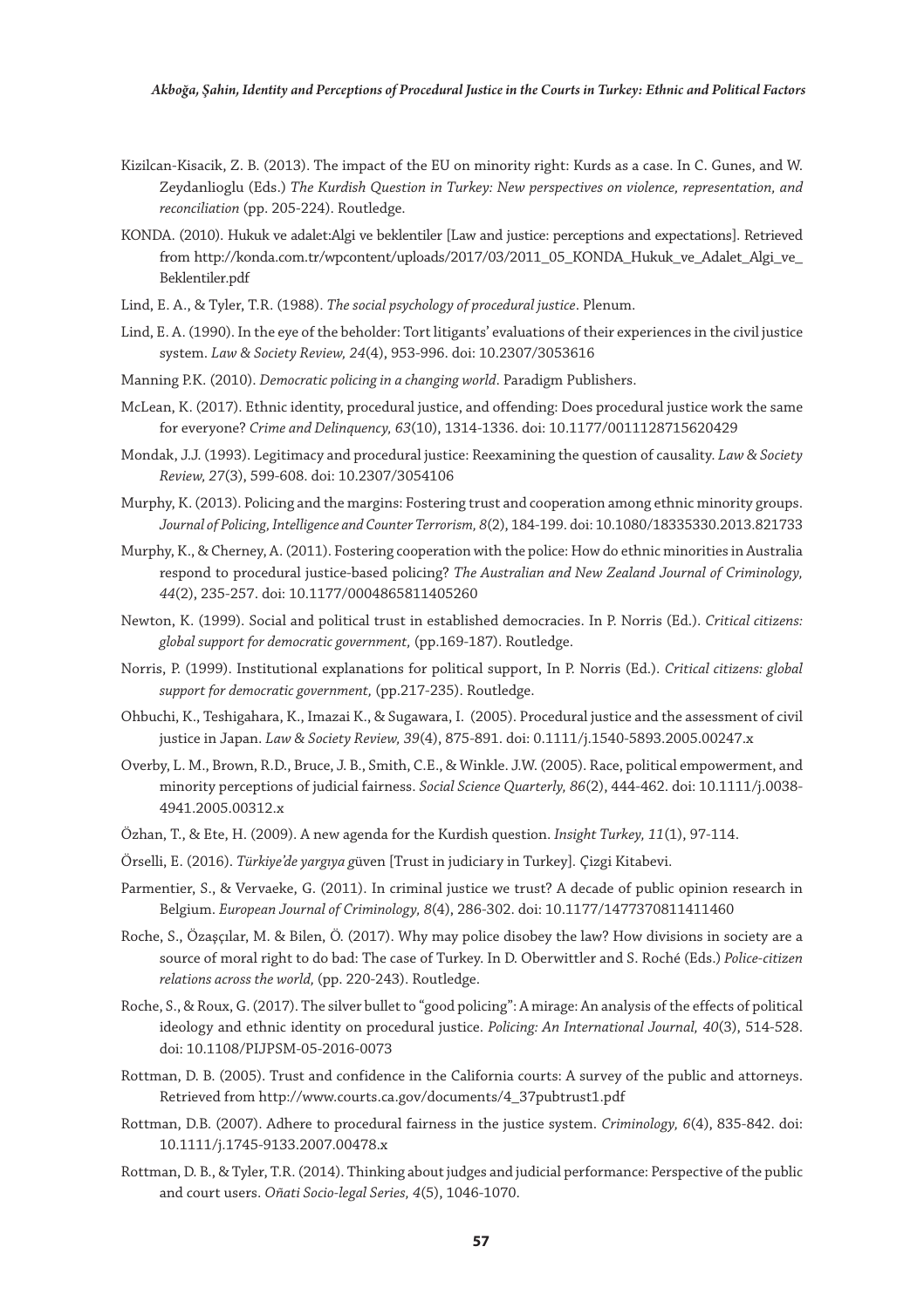Kizilcan-Kisacik, Z. B. (2013). The impact of the EU on minority right: Kurds as a case. In C. Gunes, and W. Zeydanlioglu (Eds.) *The Kurdish Question in Turkey: New perspectives on violence, representation, and reconciliation* (pp. 205-224). Routledge.

KONDA. (2010). Hukuk ve adalet:Algi ve beklentiler [Law and justice: perceptions and expectations]. Retrieved from http://konda.com.tr/wpcontent/uploads/2017/03/2011_05_KONDA_Hukuk_ve_Adalet_Algi_ve_Beklentiler.pdf

Lind, E. A., & Tyler, T.R. (1988). *The social psychology of procedural justice*. Plenum.

Lind, E. A. (1990). In the eye of the beholder: Tort litigants' evaluations of their experiences in the civil justice system. *Law & Society Review, 24*(4), 953-996. doi: 10.2307/3053616

Manning P.K. (2010). *Democratic policing in a changing world*. Paradigm Publishers.

McLean, K. (2017). Ethnic identity, procedural justice, and offending: Does procedural justice work the same for everyone? *Crime and Delinquency, 63*(10), 1314-1336. doi: 10.1177/0011128715620429

Mondak, J.J. (1993). Legitimacy and procedural justice: Reexamining the question of causality. *Law & Society Review, 27*(3), 599-608. doi: 10.2307/3054106

Murphy, K. (2013). Policing and the margins: Fostering trust and cooperation among ethnic minority groups. *Journal of Policing, Intelligence and Counter Terrorism, 8*(2), 184-199. doi: 10.1080/18335330.2013.821733

Murphy, K., & Cherney, A. (2011). Fostering cooperation with the police: How do ethnic minorities in Australia respond to procedural justice-based policing? *The Australian and New Zealand Journal of Criminology, 44*(2), 235-257. doi: 10.1177/0004865811405260

Newton, K. (1999). Social and political trust in established democracies. In P. Norris (Ed.). *Critical citizens: global support for democratic government,* (pp.169-187). Routledge.

Norris, P. (1999). Institutional explanations for political support, In P. Norris (Ed.). *Critical citizens: global support for democratic government,* (pp.217-235). Routledge.

Ohbuchi, K., Teshigahara, K., Imazai K., & Sugawara, I. (2005). Procedural justice and the assessment of civil justice in Japan. *Law & Society Review, 39*(4), 875-891. doi: 0.1111/j.1540-5893.2005.00247.x

Overby, L. M., Brown, R.D., Bruce, J. B., Smith, C.E., & Winkle. J.W. (2005). Race, political empowerment, and minority perceptions of judicial fairness. *Social Science Quarterly, 86*(2), 444-462. doi: 10.1111/j.0038-4941.2005.00312.x

Özhan, T., & Ete, H. (2009). A new agenda for the Kurdish question. *Insight Turkey, 11*(1), 97-114.

Örselli, E. (2016). *Türkiye'de yargıya g*üven [Trust in judiciary in Turkey]. Çizgi Kitabevi.

Parmentier, S., & Vervaeke, G. (2011). In criminal justice we trust? A decade of public opinion research in Belgium. *European Journal of Criminology, 8*(4), 286-302. doi: 10.1177/1477370811411460

Roche, S., Özaşçılar, M. & Bilen, Ö. (2017). Why may police disobey the law? How divisions in society are a source of moral right to do bad: The case of Turkey. In D. Oberwittler and S. Roché (Eds.) *Police-citizen relations across the world,* (pp. 220-243). Routledge.

Roche, S., & Roux, G. (2017). The silver bullet to "good policing": A mirage: An analysis of the effects of political ideology and ethnic identity on procedural justice. *Policing: An International Journal, 40*(3), 514-528. doi: 10.1108/PIJPSM-05-2016-0073

Rottman, D. B. (2005). Trust and confidence in the California courts: A survey of the public and attorneys. Retrieved from http://www.courts.ca.gov/documents/4_37pubtrust1.pdf

Rottman, D.B. (2007). Adhere to procedural fairness in the justice system. *Criminology, 6*(4), 835-842. doi: 10.1111/j.1745-9133.2007.00478.x

Rottman, D. B., & Tyler, T.R. (2014). Thinking about judges and judicial performance: Perspective of the public and court users. *Oñati Socio-legal Series, 4*(5), 1046-1070.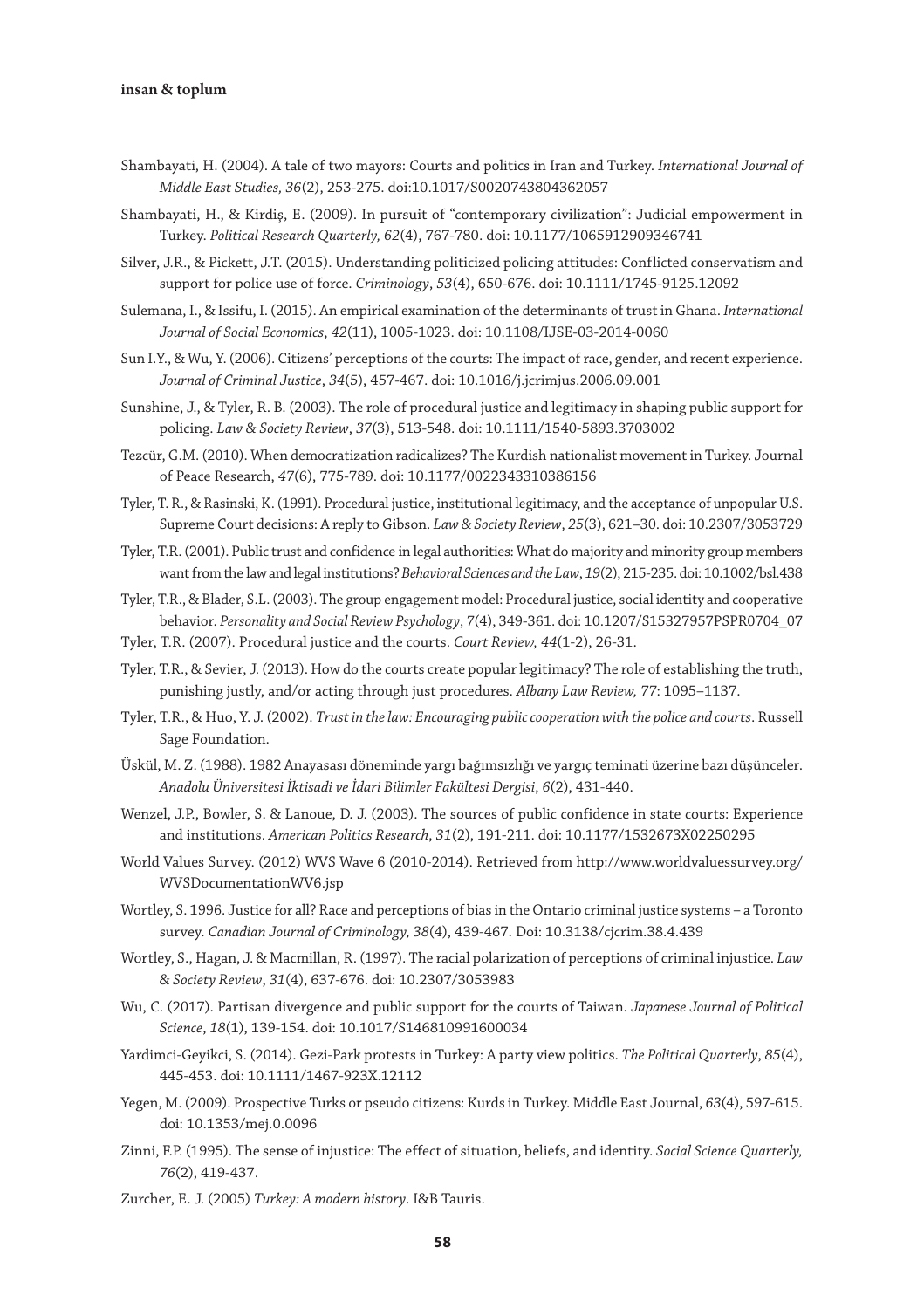Shambayati, H. (2004). A tale of two mayors: Courts and politics in Iran and Turkey. *International Journal of Middle East Studies, 36*(2), 253-275. doi:10.1017/S0020743804362057

Shambayati, H., & Kirdiş, E. (2009). In pursuit of "contemporary civilization": Judicial empowerment in Turkey. *Political Research Quarterly, 62*(4), 767-780. doi: 10.1177/1065912909346741

Silver, J.R., & Pickett, J.T. (2015). Understanding politicized policing attitudes: Conflicted conservatism and support for police use of force. *Criminology*, *53*(4), 650-676. doi: 10.1111/1745-9125.12092

Sulemana, I., & Issifu, I. (2015). An empirical examination of the determinants of trust in Ghana. *International Journal of Social Economics*, *42*(11), 1005-1023. doi: 10.1108/IJSE-03-2014-0060

Sun I.Y., & Wu, Y. (2006). Citizens' perceptions of the courts: The impact of race, gender, and recent experience. *Journal of Criminal Justice*, *34*(5), 457-467. doi: 10.1016/j.jcrimjus.2006.09.001

Sunshine, J., & Tyler, R. B. (2003). The role of procedural justice and legitimacy in shaping public support for policing. *Law & Society Review*, *37*(3), 513-548. doi: 10.1111/1540-5893.3703002

Tezcür, G.M. (2010). When democratization radicalizes? The Kurdish nationalist movement in Turkey. Journal of Peace Research, *47*(6), 775-789. doi: 10.1177/0022343310386156

Tyler, T. R., & Rasinski, K. (1991). Procedural justice, institutional legitimacy, and the acceptance of unpopular U.S. Supreme Court decisions: A reply to Gibson. *Law & Society Review*, *25*(3), 621–30. doi: 10.2307/3053729

Tyler, T.R. (2001). Public trust and confidence in legal authorities: What do majority and minority group members want from the law and legal institutions? *Behavioral Sciences and the Law*, *19*(2), 215-235. doi: 10.1002/bsl.438

Tyler, T.R., & Blader, S.L. (2003). The group engagement model: Procedural justice, social identity and cooperative behavior. *Personality and Social Review Psychology*, *7*(4), 349-361. doi: 10.1207/S15327957PSPR0704_07

Tyler, T.R. (2007). Procedural justice and the courts. *Court Review, 44*(1-2), 26-31.

Tyler, T.R., & Sevier, J. (2013). How do the courts create popular legitimacy? The role of establishing the truth, punishing justly, and/or acting through just procedures. *Albany Law Review, 77*: 1095–1137.

Tyler, T.R., & Huo, Y. J. (2002). *Trust in the law: Encouraging public cooperation with the police and courts*. Russell Sage Foundation.

Üskül, M. Z. (1988). 1982 Anayasası döneminde yargı bağımsızlığı ve yargıç teminati üzerine bazı düşünceler. *Anadolu Üniversitesi İktisadi ve İdari Bilimler Fakültesi Dergisi*, *6*(2), 431-440.

Wenzel, J.P., Bowler, S. & Lanoue, D. J. (2003). The sources of public confidence in state courts: Experience and institutions. *American Politics Research*, *31*(2), 191-211. doi: 10.1177/1532673X02250295

World Values Survey. (2012) WVS Wave 6 (2010-2014). Retrieved from http://www.worldvaluessurvey.org/WVSDocumentationWV6.jsp

Wortley, S. 1996. Justice for all? Race and perceptions of bias in the Ontario criminal justice systems – a Toronto survey. *Canadian Journal of Criminology, 38*(4), 439-467. Doi: 10.3138/cjcrim.38.4.439

Wortley, S., Hagan, J. & Macmillan, R. (1997). The racial polarization of perceptions of criminal injustice. *Law & Society Review*, *31*(4), 637-676. doi: 10.2307/3053983

Wu, C. (2017). Partisan divergence and public support for the courts of Taiwan. *Japanese Journal of Political Science*, *18*(1), 139-154. doi: 10.1017/S146810991600034

Yardimci-Geyikci, S. (2014). Gezi-Park protests in Turkey: A party view politics. *The Political Quarterly*, *85*(4), 445-453. doi: 10.1111/1467-923X.12112

Yegen, M. (2009). Prospective Turks or pseudo citizens: Kurds in Turkey. Middle East Journal, *63*(4), 597-615. doi: 10.1353/mej.0.0096

Zinni, F.P. (1995). The sense of injustice: The effect of situation, beliefs, and identity. *Social Science Quarterly, 76*(2), 419-437.

Zurcher, E. J. (2005) *Turkey: A modern history*. I&B Tauris.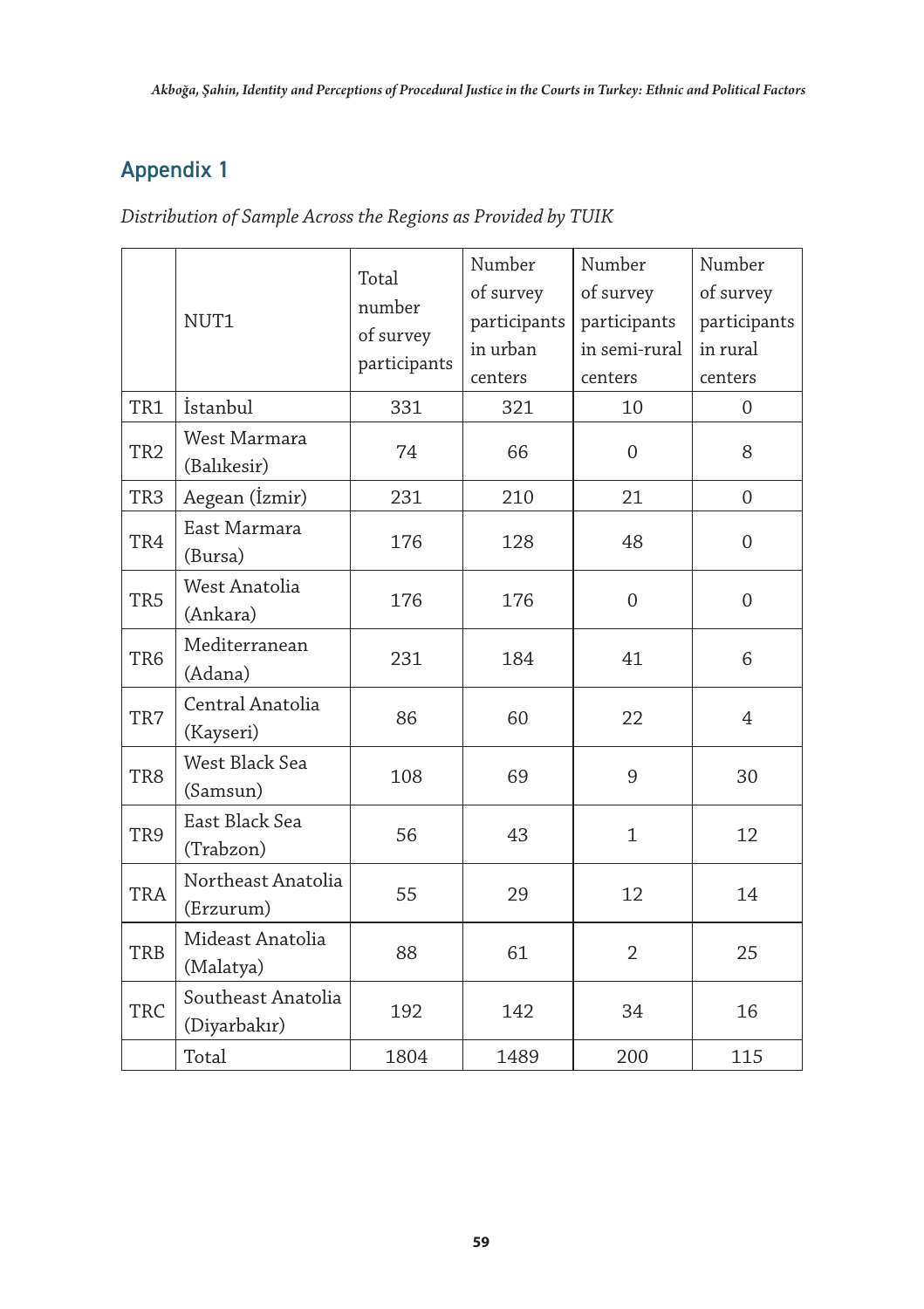## Appendix 1

*Distribution of Sample Across the Regions as Provided by TUIK*

| | NUT1 | Total number of survey participants | Number of survey participants in urban centers | Number of survey participants in semi-rural centers | Number of survey participants in rural centers |
|---|---|---|---|---|---|
| TR1 | İstanbul | 331 | 321 | 10 | 0 |
| TR2 | West Marmara (Balıkesir) | 74 | 66 | 0 | 8 |
| TR3 | Aegean (İzmir) | 231 | 210 | 21 | 0 |
| TR4 | East Marmara (Bursa) | 176 | 128 | 48 | 0 |
| TR5 | West Anatolia (Ankara) | 176 | 176 | 0 | 0 |
| TR6 | Mediterranean (Adana) | 231 | 184 | 41 | 6 |
| TR7 | Central Anatolia (Kayseri) | 86 | 60 | 22 | 4 |
| TR8 | West Black Sea (Samsun) | 108 | 69 | 9 | 30 |
| TR9 | East Black Sea (Trabzon) | 56 | 43 | 1 | 12 |
| TRA | Northeast Anatolia (Erzurum) | 55 | 29 | 12 | 14 |
| TRB | Mideast Anatolia (Malatya) | 88 | 61 | 2 | 25 |
| TRC | Southeast Anatolia (Diyarbakır) | 192 | 142 | 34 | 16 |
| | Total | 1804 | 1489 | 200 | 115 |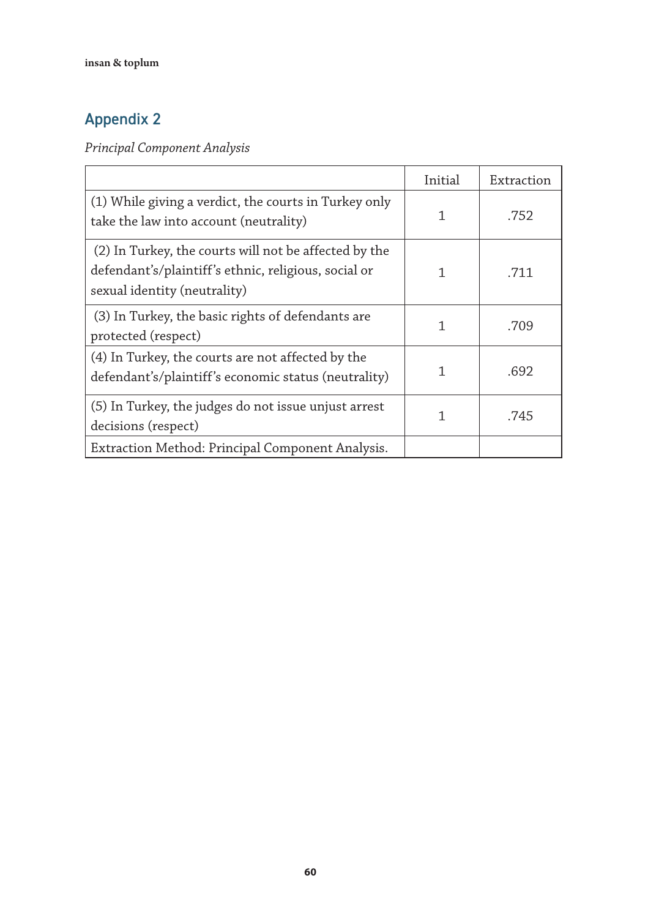## Appendix 2

*Principal Component Analysis*

| | Initial | Extraction |
|---|---|---|
| (1) While giving a verdict, the courts in Turkey only take the law into account (neutrality) | 1 | .752 |
| (2) In Turkey, the courts will not be affected by the defendant's/plaintiff's ethnic, religious, social or sexual identity (neutrality) | 1 | .711 |
| (3) In Turkey, the basic rights of defendants are protected (respect) | 1 | .709 |
| (4) In Turkey, the courts are not affected by the defendant's/plaintiff's economic status (neutrality) | 1 | .692 |
| (5) In Turkey, the judges do not issue unjust arrest decisions (respect) | 1 | .745 |
| Extraction Method: Principal Component Analysis. | | |